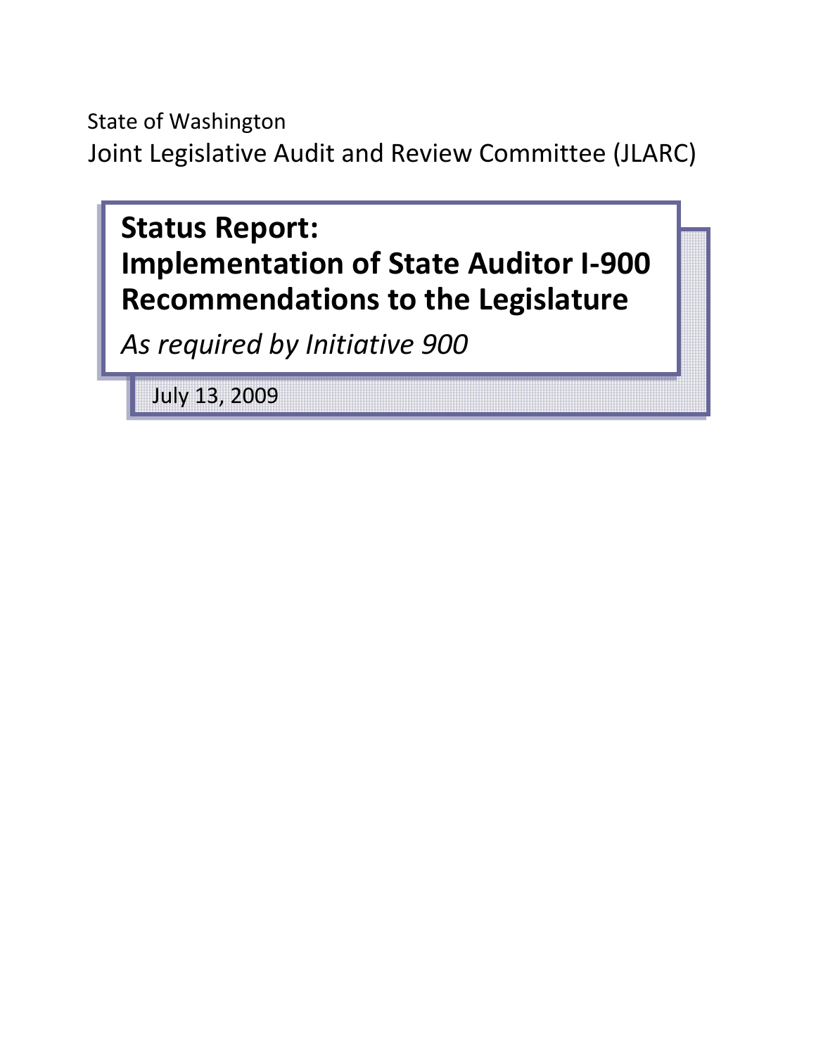State of Washington

Joint Legislative Audit and Review Committee (JLARC)

# Status Report: Implementation of State Auditor I-900 Recommendations to the Legislature

*As required by Initiative 900*

July 13, 2009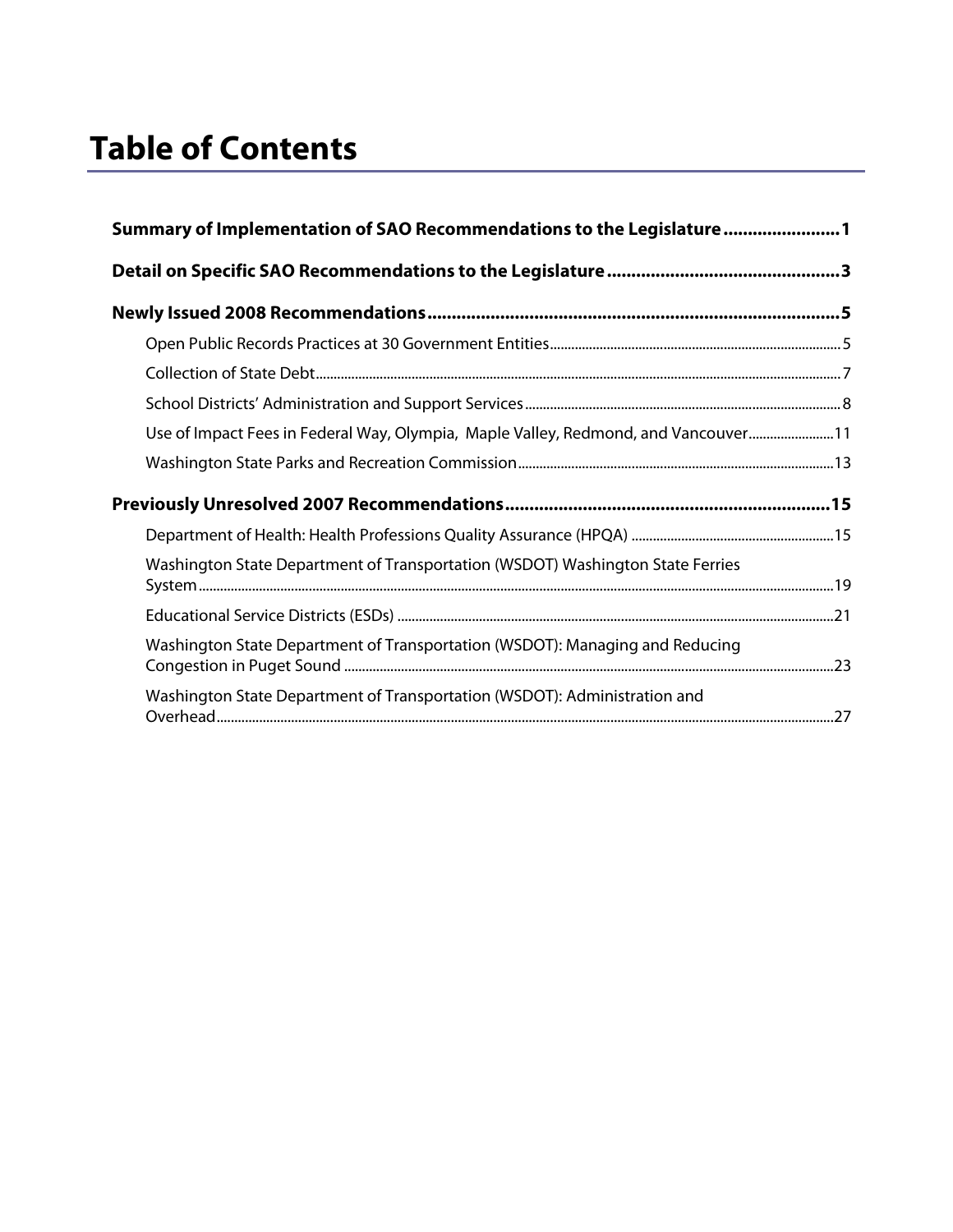# Table of Contents

**Summary of Implementation of SAO Recommendations to the Legislature ........................ 1**

**Detail on Specific SAO Recommendations to the Legislature ................................................ 3**

**Newly Issued 2008 Recommendations ...................................................................................... 5**

- Open Public Records Practices at 30 Government Entities ........................................................... 5
- Collection of State Debt ........................................................................................................................ 7
- School Districts' Administration and Support Services ............................................................... 8
- Use of Impact Fees in Federal Way, Olympia, Maple Valley, Redmond, and Vancouver ........................ 11
- Washington State Parks and Recreation Commission ................................................................ 13

**Previously Unresolved 2007 Recommendations .................................................................... 15**

- Department of Health: Health Professions Quality Assurance (HPQA) ........................................ 15
- Washington State Department of Transportation (WSDOT) Washington State Ferries System ........................................................................................................................................... 19
- Educational Service Districts (ESDs) ................................................................................................ 21
- Washington State Department of Transportation (WSDOT): Managing and Reducing Congestion in Puget Sound ................................................................................................................ 23
- Washington State Department of Transportation (WSDOT): Administration and Overhead ......................................................................................................................................... 27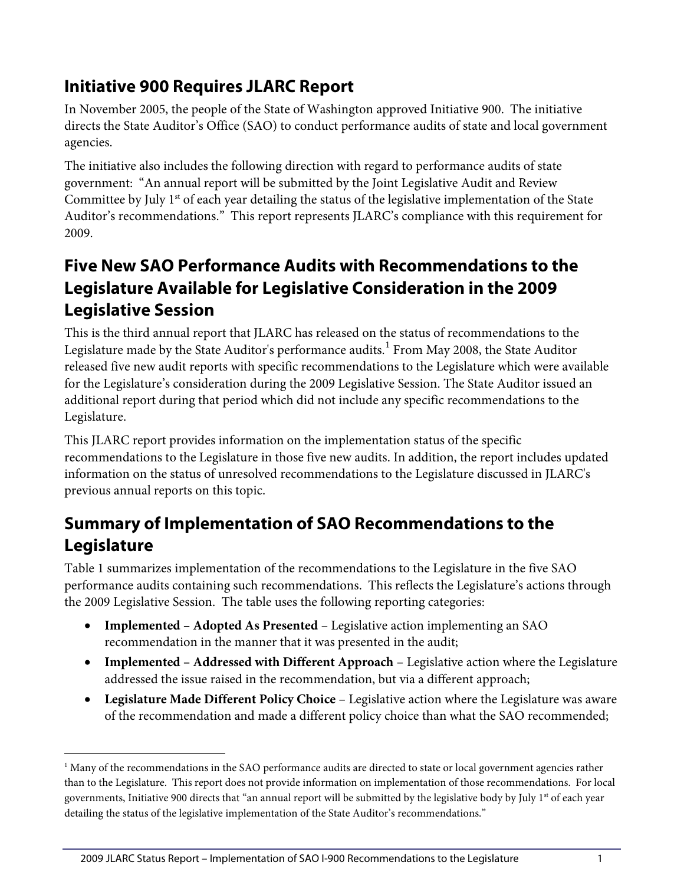## Initiative 900 Requires JLARC Report

In November 2005, the people of the State of Washington approved Initiative 900. The initiative directs the State Auditor's Office (SAO) to conduct performance audits of state and local government agencies.

The initiative also includes the following direction with regard to performance audits of state government: "An annual report will be submitted by the Joint Legislative Audit and Review Committee by July 1st of each year detailing the status of the legislative implementation of the State Auditor's recommendations." This report represents JLARC's compliance with this requirement for 2009.

## Five New SAO Performance Audits with Recommendations to the Legislature Available for Legislative Consideration in the 2009 Legislative Session

This is the third annual report that JLARC has released on the status of recommendations to the Legislature made by the State Auditor's performance audits.[1] From May 2008, the State Auditor released five new audit reports with specific recommendations to the Legislature which were available for the Legislature's consideration during the 2009 Legislative Session. The State Auditor issued an additional report during that period which did not include any specific recommendations to the Legislature.

This JLARC report provides information on the implementation status of the specific recommendations to the Legislature in those five new audits. In addition, the report includes updated information on the status of unresolved recommendations to the Legislature discussed in JLARC's previous annual reports on this topic.

## Summary of Implementation of SAO Recommendations to the Legislature

Table 1 summarizes implementation of the recommendations to the Legislature in the five SAO performance audits containing such recommendations. This reflects the Legislature's actions through the 2009 Legislative Session. The table uses the following reporting categories:

- **Implemented – Adopted As Presented** – Legislative action implementing an SAO recommendation in the manner that it was presented in the audit;
- **Implemented – Addressed with Different Approach** – Legislative action where the Legislature addressed the issue raised in the recommendation, but via a different approach;
- **Legislature Made Different Policy Choice** – Legislative action where the Legislature was aware of the recommendation and made a different policy choice than what the SAO recommended;

[1] Many of the recommendations in the SAO performance audits are directed to state or local government agencies rather than to the Legislature. This report does not provide information on implementation of those recommendations. For local governments, Initiative 900 directs that "an annual report will be submitted by the legislative body by July 1st of each year detailing the status of the legislative implementation of the State Auditor's recommendations."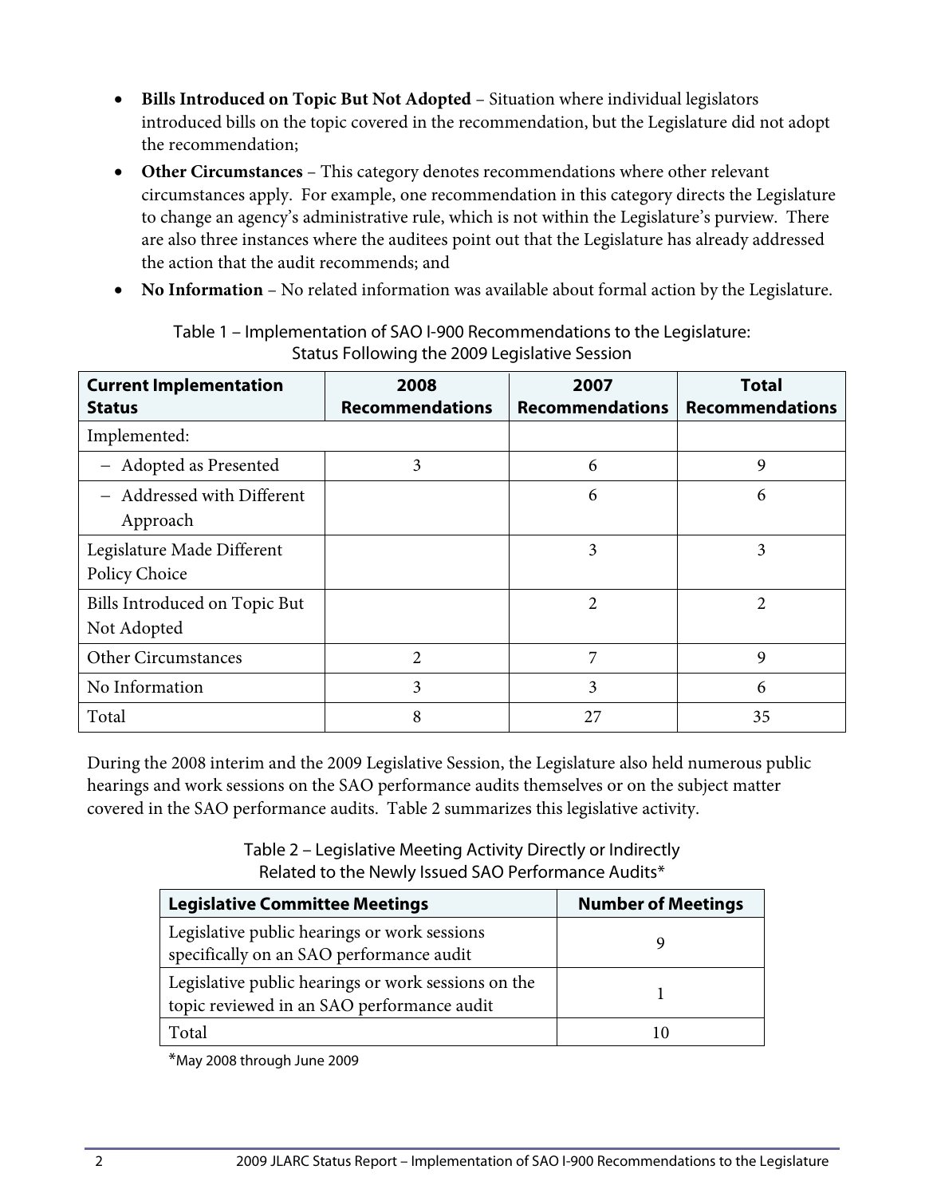- **Bills Introduced on Topic But Not Adopted** – Situation where individual legislators introduced bills on the topic covered in the recommendation, but the Legislature did not adopt the recommendation;
- **Other Circumstances** – This category denotes recommendations where other relevant circumstances apply. For example, one recommendation in this category directs the Legislature to change an agency's administrative rule, which is not within the Legislature's purview. There are also three instances where the auditees point out that the Legislature has already addressed the action that the audit recommends; and
- **No Information** – No related information was available about formal action by the Legislature.

Table 1 – Implementation of SAO I-900 Recommendations to the Legislature: Status Following the 2009 Legislative Session

| Current Implementation Status | 2008 Recommendations | 2007 Recommendations | Total Recommendations |
|---|---|---|---|
| Implemented: | | | |
| – Adopted as Presented | 3 | 6 | 9 |
| – Addressed with Different Approach | | 6 | 6 |
| Legislature Made Different Policy Choice | | 3 | 3 |
| Bills Introduced on Topic But Not Adopted | | 2 | 2 |
| Other Circumstances | 2 | 7 | 9 |
| No Information | 3 | 3 | 6 |
| Total | 8 | 27 | 35 |

During the 2008 interim and the 2009 Legislative Session, the Legislature also held numerous public hearings and work sessions on the SAO performance audits themselves or on the subject matter covered in the SAO performance audits. Table 2 summarizes this legislative activity.

Table 2 – Legislative Meeting Activity Directly or Indirectly Related to the Newly Issued SAO Performance Audits*

| Legislative Committee Meetings | Number of Meetings |
|---|---|
| Legislative public hearings or work sessions specifically on an SAO performance audit | 9 |
| Legislative public hearings or work sessions on the topic reviewed in an SAO performance audit | 1 |
| Total | 10 |

*May 2008 through June 2009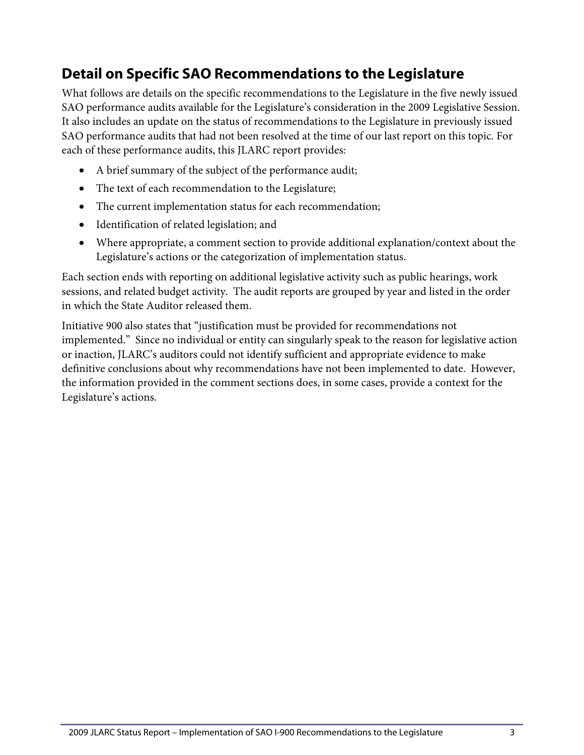## Detail on Specific SAO Recommendations to the Legislature

What follows are details on the specific recommendations to the Legislature in the five newly issued SAO performance audits available for the Legislature's consideration in the 2009 Legislative Session. It also includes an update on the status of recommendations to the Legislature in previously issued SAO performance audits that had not been resolved at the time of our last report on this topic. For each of these performance audits, this JLARC report provides:

- A brief summary of the subject of the performance audit;
- The text of each recommendation to the Legislature;
- The current implementation status for each recommendation;
- Identification of related legislation; and
- Where appropriate, a comment section to provide additional explanation/context about the Legislature's actions or the categorization of implementation status.

Each section ends with reporting on additional legislative activity such as public hearings, work sessions, and related budget activity. The audit reports are grouped by year and listed in the order in which the State Auditor released them.

Initiative 900 also states that "justification must be provided for recommendations not implemented." Since no individual or entity can singularly speak to the reason for legislative action or inaction, JLARC's auditors could not identify sufficient and appropriate evidence to make definitive conclusions about why recommendations have not been implemented to date. However, the information provided in the comment sections does, in some cases, provide a context for the Legislature's actions.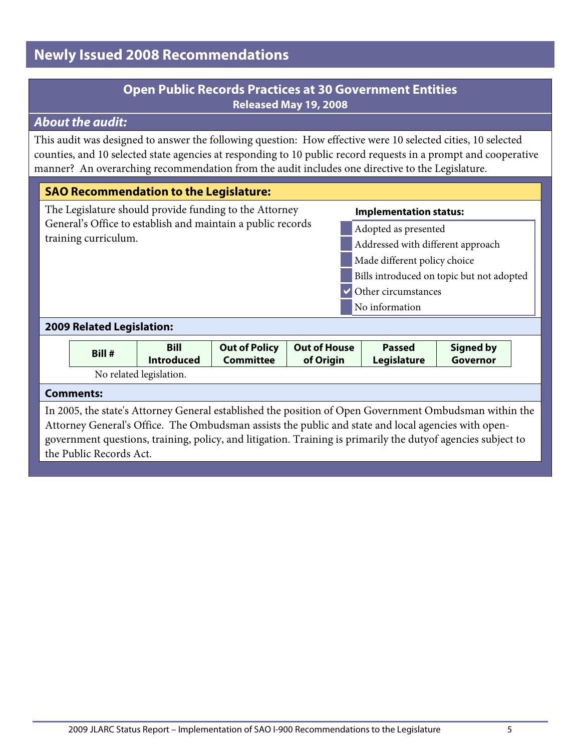# Newly Issued 2008 Recommendations

## Open Public Records Practices at 30 Government Entities

**Released May 19, 2008**

### *About the audit:*

This audit was designed to answer the following question: How effective were 10 selected cities, 10 selected counties, and 10 selected state agencies at responding to 10 public record requests in a prompt and cooperative manner? An overarching recommendation from the audit includes one directive to the Legislature.

### SAO Recommendation to the Legislature:

The Legislature should provide funding to the Attorney General's Office to establish and maintain a public records training curriculum.

**Implementation status:**

- [ ] Adopted as presented
- [ ] Addressed with different approach
- [ ] Made different policy choice
- [ ] Bills introduced on topic but not adopted
- [x] Other circumstances
- [ ] No information

### 2009 Related Legislation:

| Bill # | Bill Introduced | Out of Policy Committee | Out of House of Origin | Passed Legislature | Signed by Governor |
|---|---|---|---|---|---|

No related legislation.

### Comments:

In 2005, the state's Attorney General established the position of Open Government Ombudsman within the Attorney General's Office. The Ombudsman assists the public and state and local agencies with open-government questions, training, policy, and litigation. Training is primarily the dutyof agencies subject to the Public Records Act.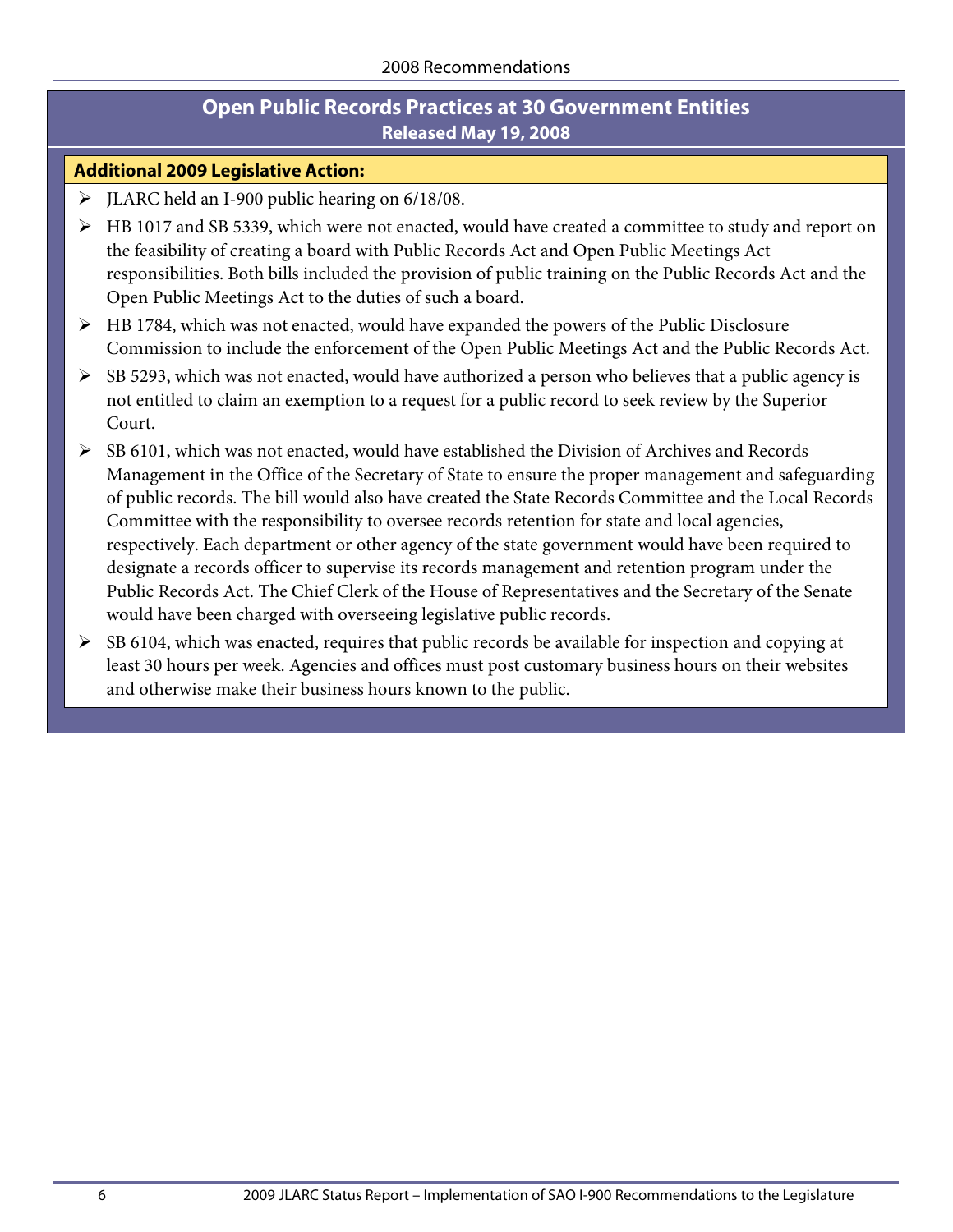## Open Public Records Practices at 30 Government Entities

**Released May 19, 2008**

**Additional 2009 Legislative Action:**

- JLARC held an I-900 public hearing on 6/18/08.
- HB 1017 and SB 5339, which were not enacted, would have created a committee to study and report on the feasibility of creating a board with Public Records Act and Open Public Meetings Act responsibilities. Both bills included the provision of public training on the Public Records Act and the Open Public Meetings Act to the duties of such a board.
- HB 1784, which was not enacted, would have expanded the powers of the Public Disclosure Commission to include the enforcement of the Open Public Meetings Act and the Public Records Act.
- SB 5293, which was not enacted, would have authorized a person who believes that a public agency is not entitled to claim an exemption to a request for a public record to seek review by the Superior Court.
- SB 6101, which was not enacted, would have established the Division of Archives and Records Management in the Office of the Secretary of State to ensure the proper management and safeguarding of public records. The bill would also have created the State Records Committee and the Local Records Committee with the responsibility to oversee records retention for state and local agencies, respectively. Each department or other agency of the state government would have been required to designate a records officer to supervise its records management and retention program under the Public Records Act. The Chief Clerk of the House of Representatives and the Secretary of the Senate would have been charged with overseeing legislative public records.
- SB 6104, which was enacted, requires that public records be available for inspection and copying at least 30 hours per week. Agencies and offices must post customary business hours on their websites and otherwise make their business hours known to the public.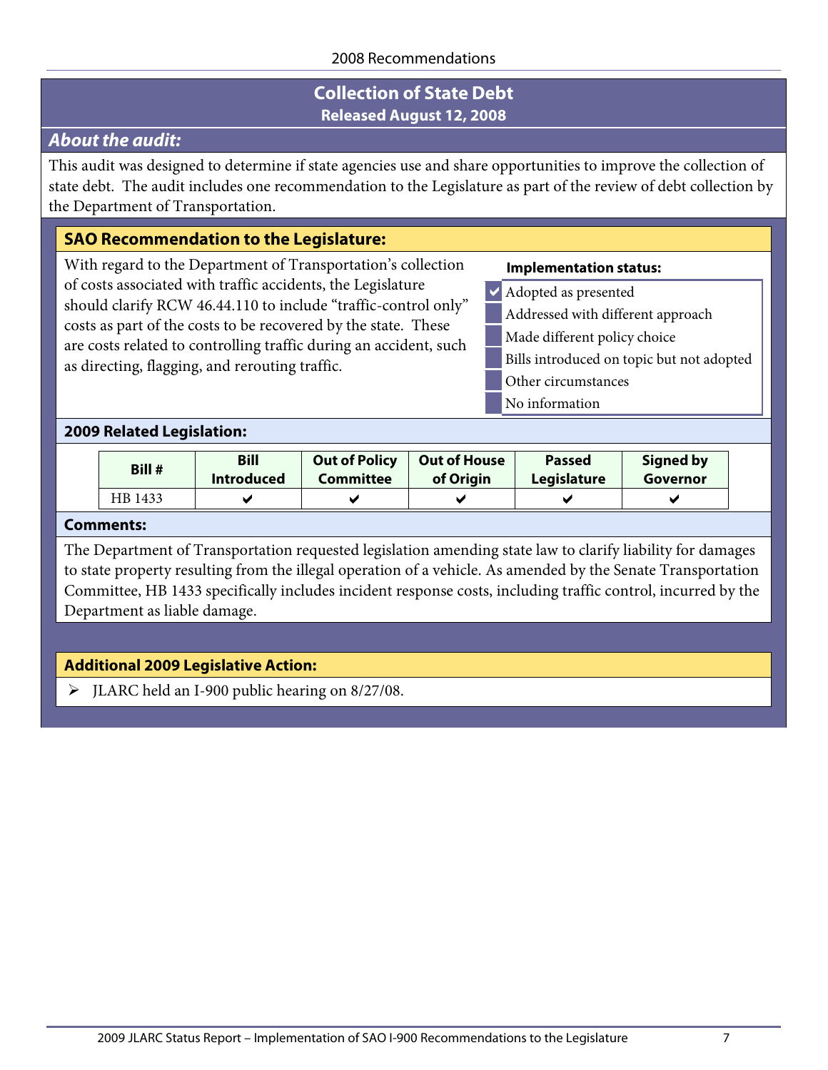## Collection of State Debt

**Released August 12, 2008**

### *About the audit:*

This audit was designed to determine if state agencies use and share opportunities to improve the collection of state debt. The audit includes one recommendation to the Legislature as part of the review of debt collection by the Department of Transportation.

### SAO Recommendation to the Legislature:

With regard to the Department of Transportation's collection of costs associated with traffic accidents, the Legislature should clarify RCW 46.44.110 to include "traffic-control only" costs as part of the costs to be recovered by the state. These are costs related to controlling traffic during an accident, such as directing, flagging, and rerouting traffic.

**Implementation status:**

- [x] Adopted as presented
- [ ] Addressed with different approach
- [ ] Made different policy choice
- [ ] Bills introduced on topic but not adopted
- [ ] Other circumstances
- [ ] No information

### 2009 Related Legislation:

| Bill # | Bill Introduced | Out of Policy Committee | Out of House of Origin | Passed Legislature | Signed by Governor |
|---|---|---|---|---|---|
| HB 1433 | ✔ | ✔ | ✔ | ✔ | ✔ |

### Comments:

The Department of Transportation requested legislation amending state law to clarify liability for damages to state property resulting from the illegal operation of a vehicle. As amended by the Senate Transportation Committee, HB 1433 specifically includes incident response costs, including traffic control, incurred by the Department as liable damage.

### Additional 2009 Legislative Action:

- JLARC held an I-900 public hearing on 8/27/08.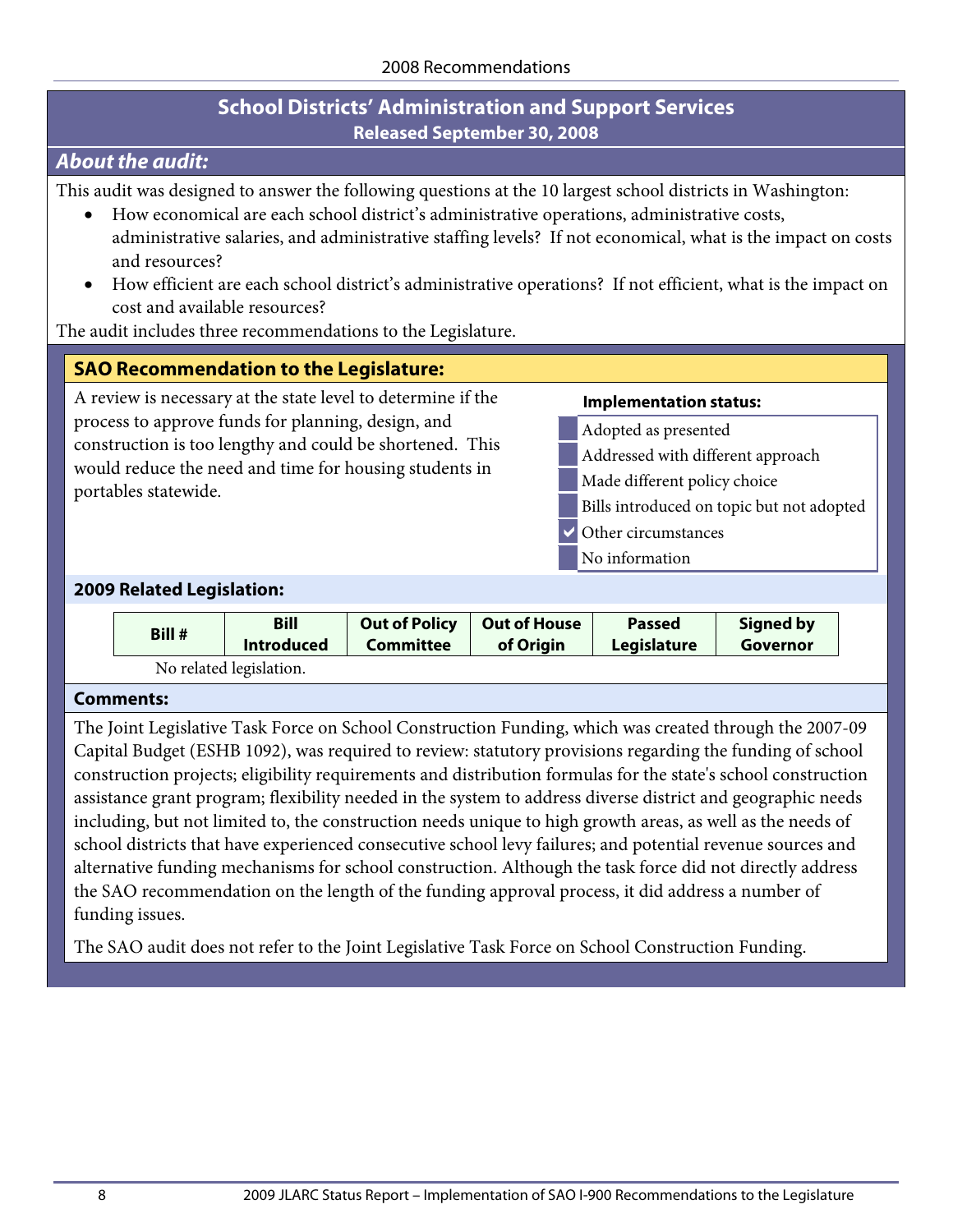## School Districts' Administration and Support Services

**Released September 30, 2008**

### *About the audit:*

This audit was designed to answer the following questions at the 10 largest school districts in Washington:

- How economical are each school district's administrative operations, administrative costs, administrative salaries, and administrative staffing levels? If not economical, what is the impact on costs and resources?
- How efficient are each school district's administrative operations? If not efficient, what is the impact on cost and available resources?

The audit includes three recommendations to the Legislature.

### SAO Recommendation to the Legislature:

A review is necessary at the state level to determine if the process to approve funds for planning, design, and construction is too lengthy and could be shortened. This would reduce the need and time for housing students in portables statewide.

**Implementation status:**

- [ ] Adopted as presented
- [ ] Addressed with different approach
- [ ] Made different policy choice
- [ ] Bills introduced on topic but not adopted
- [x] Other circumstances
- [ ] No information

### 2009 Related Legislation:

| Bill # | Bill Introduced | Out of Policy Committee | Out of House of Origin | Passed Legislature | Signed by Governor |
|---|---|---|---|---|---|

No related legislation.

### Comments:

The Joint Legislative Task Force on School Construction Funding, which was created through the 2007-09 Capital Budget (ESHB 1092), was required to review: statutory provisions regarding the funding of school construction projects; eligibility requirements and distribution formulas for the state's school construction assistance grant program; flexibility needed in the system to address diverse district and geographic needs including, but not limited to, the construction needs unique to high growth areas, as well as the needs of school districts that have experienced consecutive school levy failures; and potential revenue sources and alternative funding mechanisms for school construction. Although the task force did not directly address the SAO recommendation on the length of the funding approval process, it did address a number of funding issues.

The SAO audit does not refer to the Joint Legislative Task Force on School Construction Funding.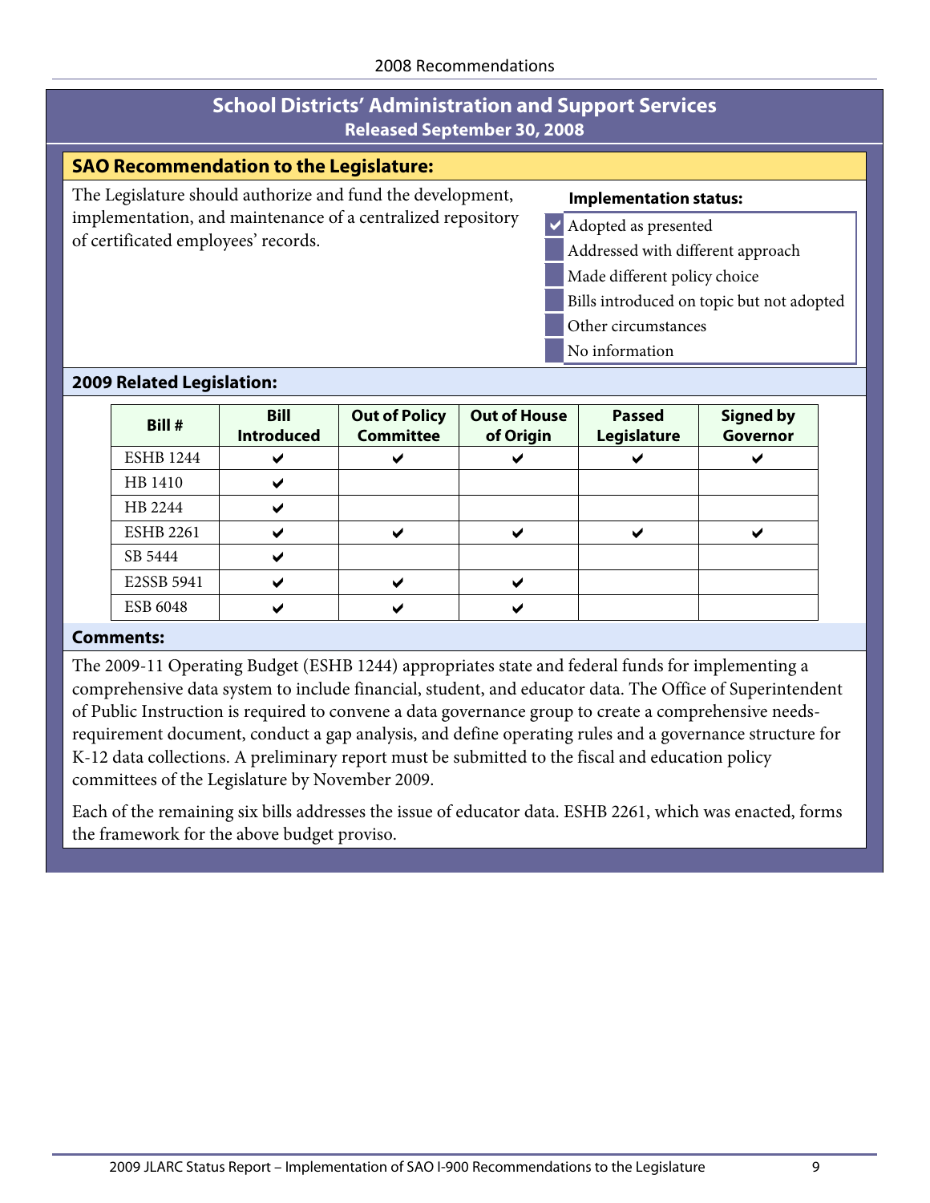## School Districts' Administration and Support Services

**Released September 30, 2008**

### SAO Recommendation to the Legislature:

The Legislature should authorize and fund the development, implementation, and maintenance of a centralized repository of certificated employees' records.

**Implementation status:**

- [x] Adopted as presented
- [ ] Addressed with different approach
- [ ] Made different policy choice
- [ ] Bills introduced on topic but not adopted
- [ ] Other circumstances
- [ ] No information

### 2009 Related Legislation:

| Bill # | Bill Introduced | Out of Policy Committee | Out of House of Origin | Passed Legislature | Signed by Governor |
|---|---|---|---|---|---|
| ESHB 1244 | ✔ | ✔ | ✔ | ✔ | ✔ |
| HB 1410 | ✔ | | | | |
| HB 2244 | ✔ | | | | |
| ESHB 2261 | ✔ | ✔ | ✔ | ✔ | ✔ |
| SB 5444 | ✔ | | | | |
| E2SSB 5941 | ✔ | ✔ | ✔ | | |
| ESB 6048 | ✔ | ✔ | ✔ | | |

### Comments:

The 2009-11 Operating Budget (ESHB 1244) appropriates state and federal funds for implementing a comprehensive data system to include financial, student, and educator data. The Office of Superintendent of Public Instruction is required to convene a data governance group to create a comprehensive needs-requirement document, conduct a gap analysis, and define operating rules and a governance structure for K-12 data collections. A preliminary report must be submitted to the fiscal and education policy committees of the Legislature by November 2009.

Each of the remaining six bills addresses the issue of educator data. ESHB 2261, which was enacted, forms the framework for the above budget proviso.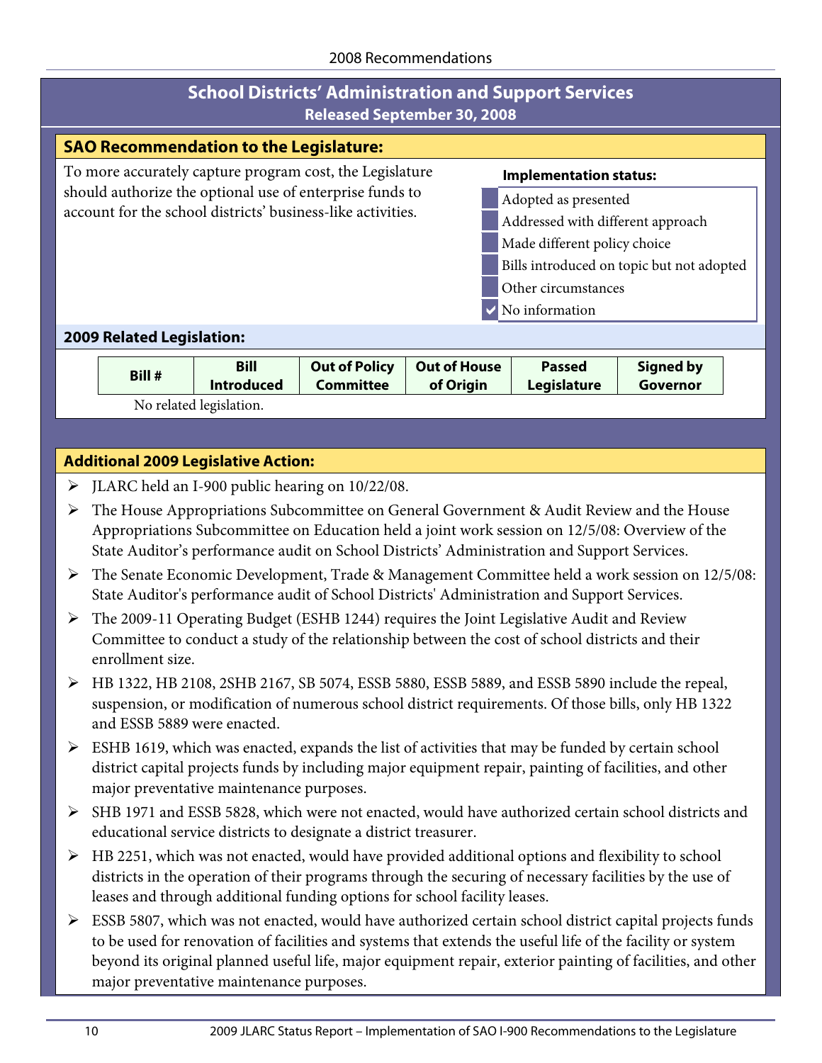# School Districts' Administration and Support Services

**Released September 30, 2008**

## SAO Recommendation to the Legislature:

To more accurately capture program cost, the Legislature should authorize the optional use of enterprise funds to account for the school districts' business-like activities.

**Implementation status:**

- [ ] Adopted as presented
- [ ] Addressed with different approach
- [ ] Made different policy choice
- [ ] Bills introduced on topic but not adopted
- [ ] Other circumstances
- [x] No information

## 2009 Related Legislation:

| Bill # | Bill Introduced | Out of Policy Committee | Out of House of Origin | Passed Legislature | Signed by Governor |
|---|---|---|---|---|---|

No related legislation.

## Additional 2009 Legislative Action:

- JLARC held an I-900 public hearing on 10/22/08.
- The House Appropriations Subcommittee on General Government & Audit Review and the House Appropriations Subcommittee on Education held a joint work session on 12/5/08: Overview of the State Auditor's performance audit on School Districts' Administration and Support Services.
- The Senate Economic Development, Trade & Management Committee held a work session on 12/5/08: State Auditor's performance audit of School Districts' Administration and Support Services.
- The 2009-11 Operating Budget (ESHB 1244) requires the Joint Legislative Audit and Review Committee to conduct a study of the relationship between the cost of school districts and their enrollment size.
- HB 1322, HB 2108, 2SHB 2167, SB 5074, ESSB 5880, ESSB 5889, and ESSB 5890 include the repeal, suspension, or modification of numerous school district requirements. Of those bills, only HB 1322 and ESSB 5889 were enacted.
- ESHB 1619, which was enacted, expands the list of activities that may be funded by certain school district capital projects funds by including major equipment repair, painting of facilities, and other major preventative maintenance purposes.
- SHB 1971 and ESSB 5828, which were not enacted, would have authorized certain school districts and educational service districts to designate a district treasurer.
- HB 2251, which was not enacted, would have provided additional options and flexibility to school districts in the operation of their programs through the securing of necessary facilities by the use of leases and through additional funding options for school facility leases.
- ESSB 5807, which was not enacted, would have authorized certain school district capital projects funds to be used for renovation of facilities and systems that extends the useful life of the facility or system beyond its original planned useful life, major equipment repair, exterior painting of facilities, and other major preventative maintenance purposes.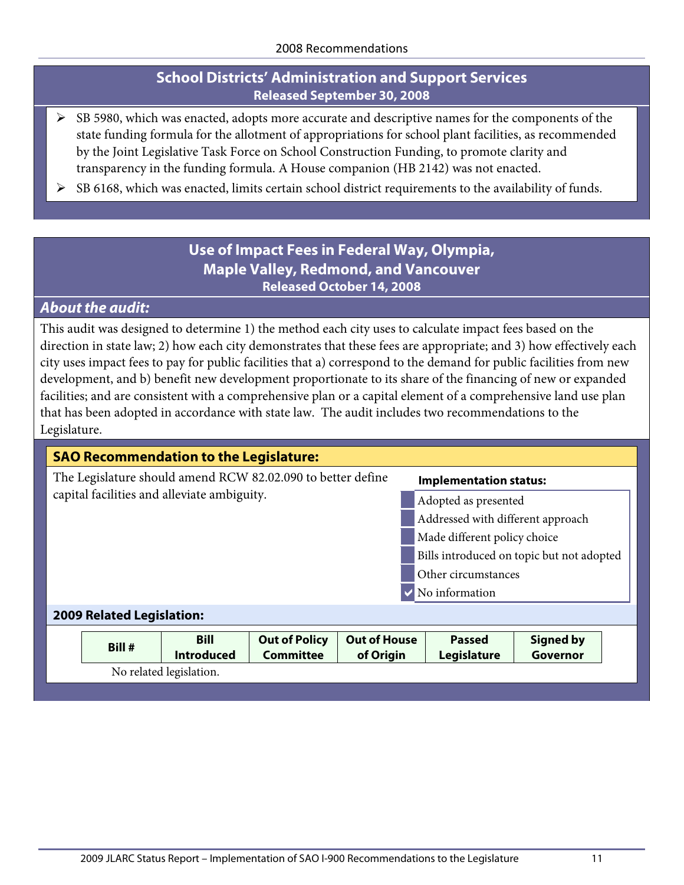## School Districts' Administration and Support Services

**Released September 30, 2008**

- SB 5980, which was enacted, adopts more accurate and descriptive names for the components of the state funding formula for the allotment of appropriations for school plant facilities, as recommended by the Joint Legislative Task Force on School Construction Funding, to promote clarity and transparency in the funding formula. A House companion (HB 2142) was not enacted.
- SB 6168, which was enacted, limits certain school district requirements to the availability of funds.

## Use of Impact Fees in Federal Way, Olympia, Maple Valley, Redmond, and Vancouver

**Released October 14, 2008**

### *About the audit:*

This audit was designed to determine 1) the method each city uses to calculate impact fees based on the direction in state law; 2) how each city demonstrates that these fees are appropriate; and 3) how effectively each city uses impact fees to pay for public facilities that a) correspond to the demand for public facilities from new development, and b) benefit new development proportionate to its share of the financing of new or expanded facilities; and are consistent with a comprehensive plan or a capital element of a comprehensive land use plan that has been adopted in accordance with state law. The audit includes two recommendations to the Legislature.

### SAO Recommendation to the Legislature:

The Legislature should amend RCW 82.02.090 to better define capital facilities and alleviate ambiguity.

**Implementation status:**

- [ ] Adopted as presented
- [ ] Addressed with different approach
- [ ] Made different policy choice
- [ ] Bills introduced on topic but not adopted
- [ ] Other circumstances
- [x] No information

### 2009 Related Legislation:

| Bill # | Bill Introduced | Out of Policy Committee | Out of House of Origin | Passed Legislature | Signed by Governor |
|---|---|---|---|---|---|

No related legislation.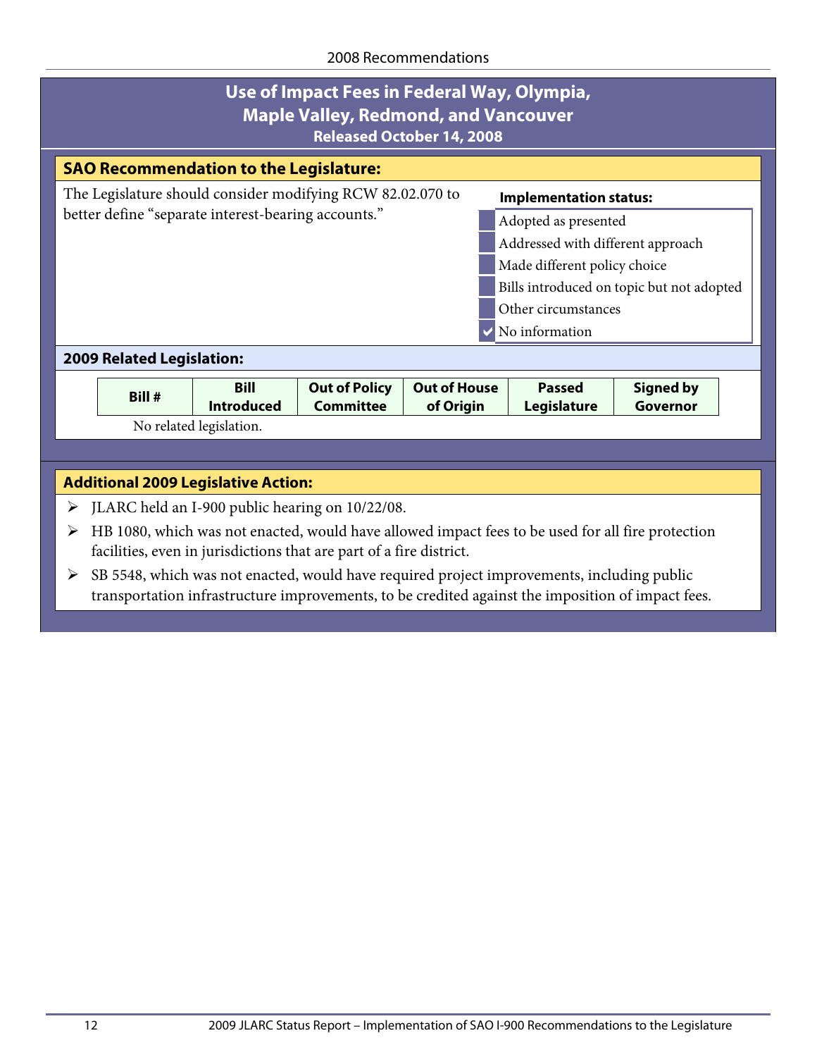## Use of Impact Fees in Federal Way, Olympia, Maple Valley, Redmond, and Vancouver

**Released October 14, 2008**

### SAO Recommendation to the Legislature:

The Legislature should consider modifying RCW 82.02.070 to better define "separate interest-bearing accounts."

**Implementation status:**

- [ ] Adopted as presented
- [ ] Addressed with different approach
- [ ] Made different policy choice
- [ ] Bills introduced on topic but not adopted
- [ ] Other circumstances
- [x] No information

### 2009 Related Legislation:

| Bill # | Bill Introduced | Out of Policy Committee | Out of House of Origin | Passed Legislature | Signed by Governor |
|---|---|---|---|---|---|

No related legislation.

### Additional 2009 Legislative Action:

- JLARC held an I-900 public hearing on 10/22/08.
- HB 1080, which was not enacted, would have allowed impact fees to be used for all fire protection facilities, even in jurisdictions that are part of a fire district.
- SB 5548, which was not enacted, would have required project improvements, including public transportation infrastructure improvements, to be credited against the imposition of impact fees.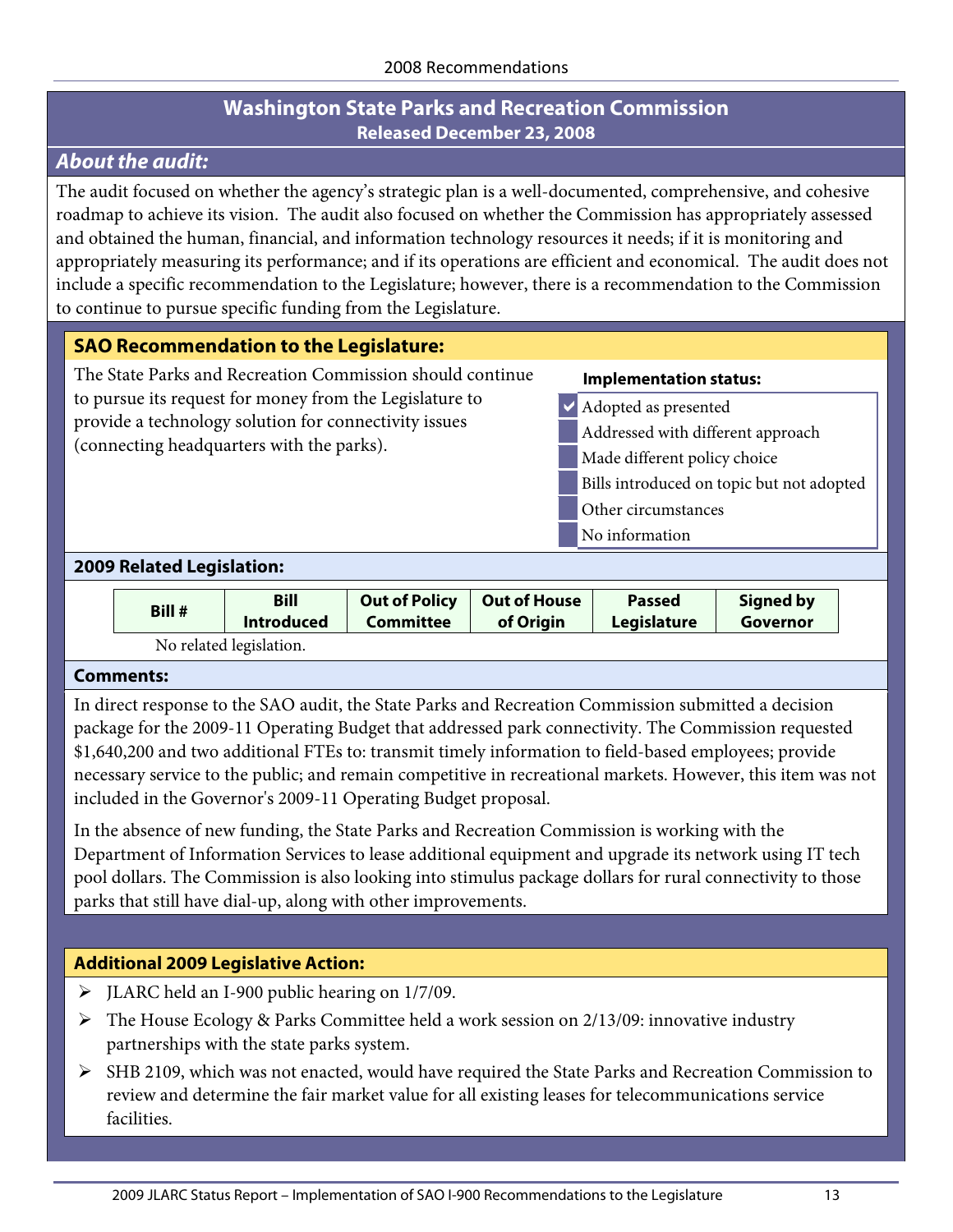## Washington State Parks and Recreation Commission

**Released December 23, 2008**

### *About the audit:*

The audit focused on whether the agency's strategic plan is a well-documented, comprehensive, and cohesive roadmap to achieve its vision. The audit also focused on whether the Commission has appropriately assessed and obtained the human, financial, and information technology resources it needs; if it is monitoring and appropriately measuring its performance; and if its operations are efficient and economical. The audit does not include a specific recommendation to the Legislature; however, there is a recommendation to the Commission to continue to pursue specific funding from the Legislature.

### SAO Recommendation to the Legislature:

The State Parks and Recreation Commission should continue to pursue its request for money from the Legislature to provide a technology solution for connectivity issues (connecting headquarters with the parks).

**Implementation status:**

- [x] Adopted as presented
- [ ] Addressed with different approach
- [ ] Made different policy choice
- [ ] Bills introduced on topic but not adopted
- [ ] Other circumstances
- [ ] No information

### 2009 Related Legislation:

| Bill # | Bill Introduced | Out of Policy Committee | Out of House of Origin | Passed Legislature | Signed by Governor |
|---|---|---|---|---|---|

No related legislation.

### Comments:

In direct response to the SAO audit, the State Parks and Recreation Commission submitted a decision package for the 2009-11 Operating Budget that addressed park connectivity. The Commission requested $1,640,200 and two additional FTEs to: transmit timely information to field-based employees; provide necessary service to the public; and remain competitive in recreational markets. However, this item was not included in the Governor's 2009-11 Operating Budget proposal.

In the absence of new funding, the State Parks and Recreation Commission is working with the Department of Information Services to lease additional equipment and upgrade its network using IT tech pool dollars. The Commission is also looking into stimulus package dollars for rural connectivity to those parks that still have dial-up, along with other improvements.

### Additional 2009 Legislative Action:

- JLARC held an I-900 public hearing on 1/7/09.
- The House Ecology & Parks Committee held a work session on 2/13/09: innovative industry partnerships with the state parks system.
- SHB 2109, which was not enacted, would have required the State Parks and Recreation Commission to review and determine the fair market value for all existing leases for telecommunications service facilities.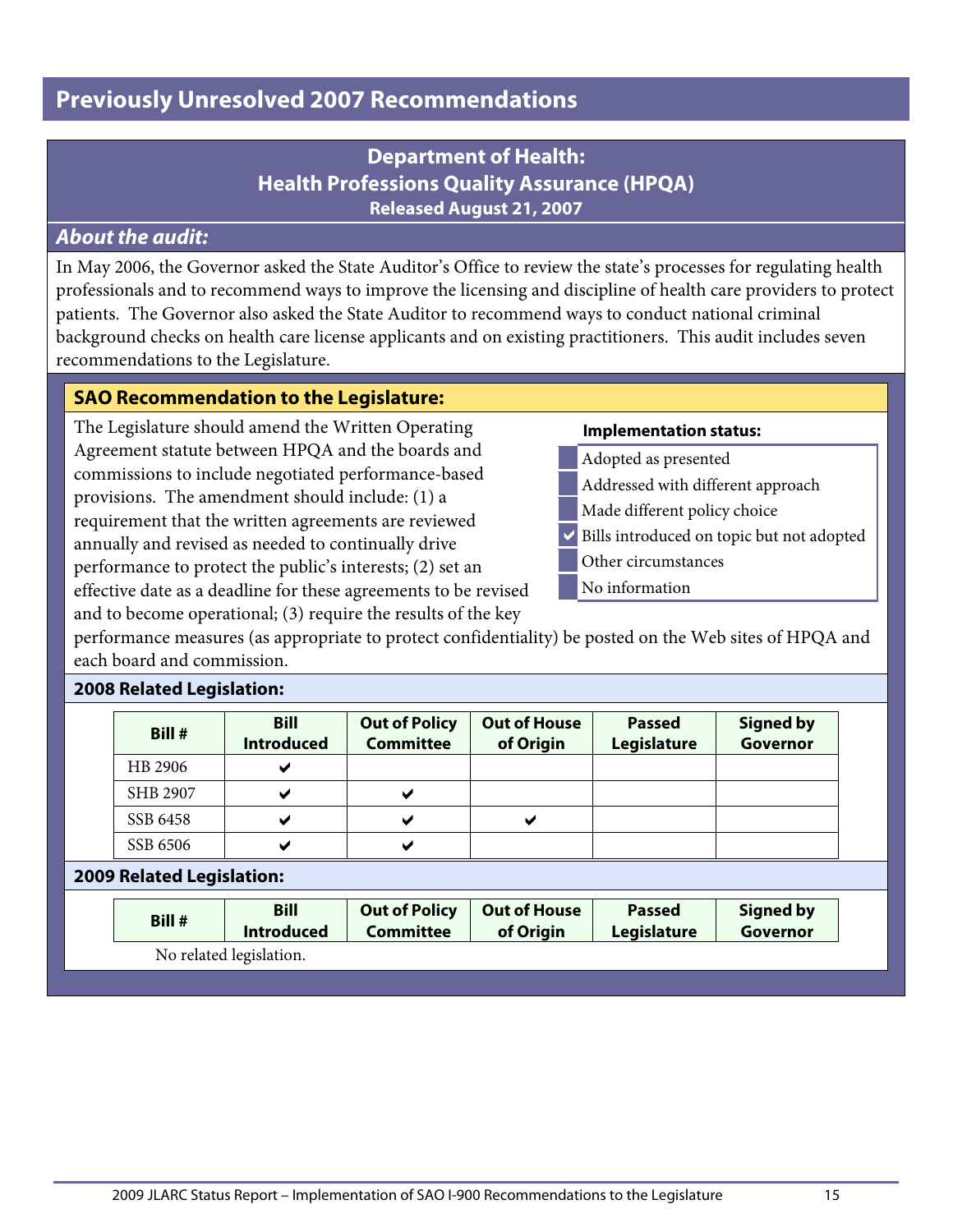# Previously Unresolved 2007 Recommendations

## Department of Health: Health Professions Quality Assurance (HPQA)

**Released August 21, 2007**

### *About the audit:*

In May 2006, the Governor asked the State Auditor's Office to review the state's processes for regulating health professionals and to recommend ways to improve the licensing and discipline of health care providers to protect patients. The Governor also asked the State Auditor to recommend ways to conduct national criminal background checks on health care license applicants and on existing practitioners. This audit includes seven recommendations to the Legislature.

### SAO Recommendation to the Legislature:

The Legislature should amend the Written Operating Agreement statute between HPQA and the boards and commissions to include negotiated performance-based provisions. The amendment should include: (1) a requirement that the written agreements are reviewed annually and revised as needed to continually drive performance to protect the public's interests; (2) set an effective date as a deadline for these agreements to be revised and to become operational; (3) require the results of the key performance measures (as appropriate to protect confidentiality) be posted on the Web sites of HPQA and each board and commission.

**Implementation status:**

- [ ] Adopted as presented
- [ ] Addressed with different approach
- [ ] Made different policy choice
- [x] Bills introduced on topic but not adopted
- [ ] Other circumstances
- [ ] No information

### 2008 Related Legislation:

| Bill # | Bill Introduced | Out of Policy Committee | Out of House of Origin | Passed Legislature | Signed by Governor |
|---|---|---|---|---|---|
| HB 2906 | ✔ | | | | |
| SHB 2907 | ✔ | ✔ | | | |
| SSB 6458 | ✔ | ✔ | ✔ | | |
| SSB 6506 | ✔ | ✔ | | | |

### 2009 Related Legislation:

| Bill # | Bill Introduced | Out of Policy Committee | Out of House of Origin | Passed Legislature | Signed by Governor |
|---|---|---|---|---|---|

No related legislation.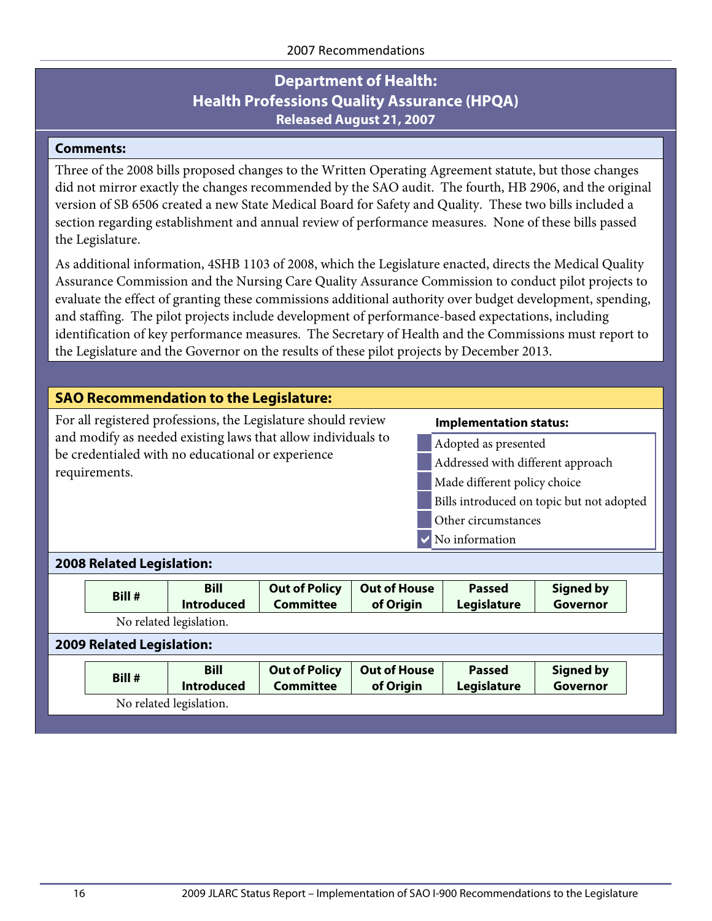# Department of Health: Health Professions Quality Assurance (HPQA)

**Released August 21, 2007**

**Comments:**

Three of the 2008 bills proposed changes to the Written Operating Agreement statute, but those changes did not mirror exactly the changes recommended by the SAO audit. The fourth, HB 2906, and the original version of SB 6506 created a new State Medical Board for Safety and Quality. These two bills included a section regarding establishment and annual review of performance measures. None of these bills passed the Legislature.

As additional information, 4SHB 1103 of 2008, which the Legislature enacted, directs the Medical Quality Assurance Commission and the Nursing Care Quality Assurance Commission to conduct pilot projects to evaluate the effect of granting these commissions additional authority over budget development, spending, and staffing. The pilot projects include development of performance-based expectations, including identification of key performance measures. The Secretary of Health and the Commissions must report to the Legislature and the Governor on the results of these pilot projects by December 2013.

## SAO Recommendation to the Legislature:

For all registered professions, the Legislature should review and modify as needed existing laws that allow individuals to be credentialed with no educational or experience requirements.

**Implementation status:**

- [ ] Adopted as presented
- [ ] Addressed with different approach
- [ ] Made different policy choice
- [ ] Bills introduced on topic but not adopted
- [ ] Other circumstances
- [x] No information

**2008 Related Legislation:**

| Bill # | Bill Introduced | Out of Policy Committee | Out of House of Origin | Passed Legislature | Signed by Governor |
|---|---|---|---|---|---|

No related legislation.

**2009 Related Legislation:**

| Bill # | Bill Introduced | Out of Policy Committee | Out of House of Origin | Passed Legislature | Signed by Governor |
|---|---|---|---|---|---|

No related legislation.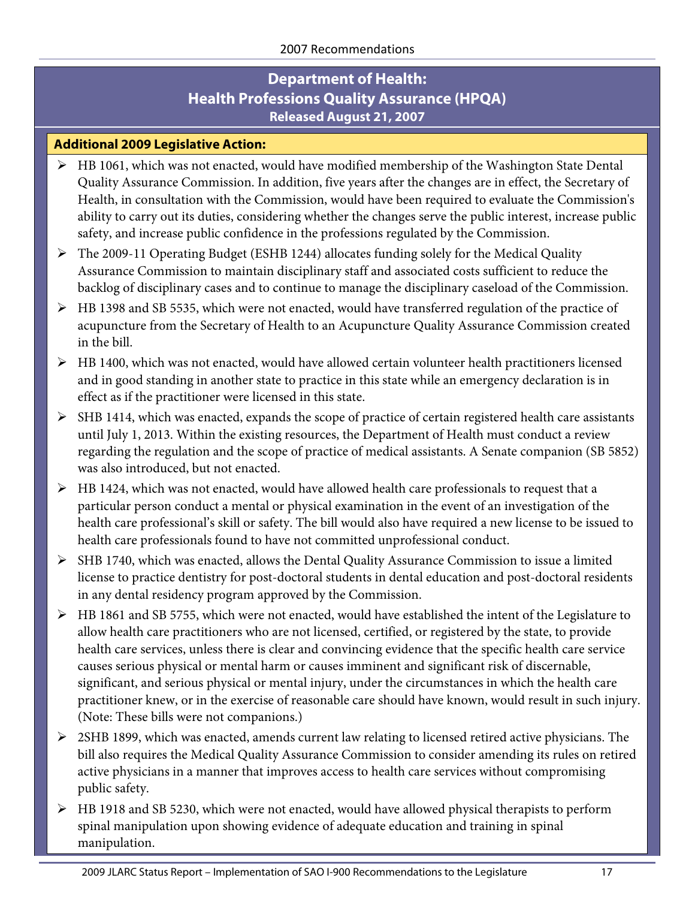## Department of Health: Health Professions Quality Assurance (HPQA)

**Released August 21, 2007**

**Additional 2009 Legislative Action:**

- HB 1061, which was not enacted, would have modified membership of the Washington State Dental Quality Assurance Commission. In addition, five years after the changes are in effect, the Secretary of Health, in consultation with the Commission, would have been required to evaluate the Commission's ability to carry out its duties, considering whether the changes serve the public interest, increase public safety, and increase public confidence in the professions regulated by the Commission.
- The 2009-11 Operating Budget (ESHB 1244) allocates funding solely for the Medical Quality Assurance Commission to maintain disciplinary staff and associated costs sufficient to reduce the backlog of disciplinary cases and to continue to manage the disciplinary caseload of the Commission.
- HB 1398 and SB 5535, which were not enacted, would have transferred regulation of the practice of acupuncture from the Secretary of Health to an Acupuncture Quality Assurance Commission created in the bill.
- HB 1400, which was not enacted, would have allowed certain volunteer health practitioners licensed and in good standing in another state to practice in this state while an emergency declaration is in effect as if the practitioner were licensed in this state.
- SHB 1414, which was enacted, expands the scope of practice of certain registered health care assistants until July 1, 2013. Within the existing resources, the Department of Health must conduct a review regarding the regulation and the scope of practice of medical assistants. A Senate companion (SB 5852) was also introduced, but not enacted.
- HB 1424, which was not enacted, would have allowed health care professionals to request that a particular person conduct a mental or physical examination in the event of an investigation of the health care professional's skill or safety. The bill would also have required a new license to be issued to health care professionals found to have not committed unprofessional conduct.
- SHB 1740, which was enacted, allows the Dental Quality Assurance Commission to issue a limited license to practice dentistry for post-doctoral students in dental education and post-doctoral residents in any dental residency program approved by the Commission.
- HB 1861 and SB 5755, which were not enacted, would have established the intent of the Legislature to allow health care practitioners who are not licensed, certified, or registered by the state, to provide health care services, unless there is clear and convincing evidence that the specific health care service causes serious physical or mental harm or causes imminent and significant risk of discernable, significant, and serious physical or mental injury, under the circumstances in which the health care practitioner knew, or in the exercise of reasonable care should have known, would result in such injury. (Note: These bills were not companions.)
- 2SHB 1899, which was enacted, amends current law relating to licensed retired active physicians. The bill also requires the Medical Quality Assurance Commission to consider amending its rules on retired active physicians in a manner that improves access to health care services without compromising public safety.
- HB 1918 and SB 5230, which were not enacted, would have allowed physical therapists to perform spinal manipulation upon showing evidence of adequate education and training in spinal manipulation.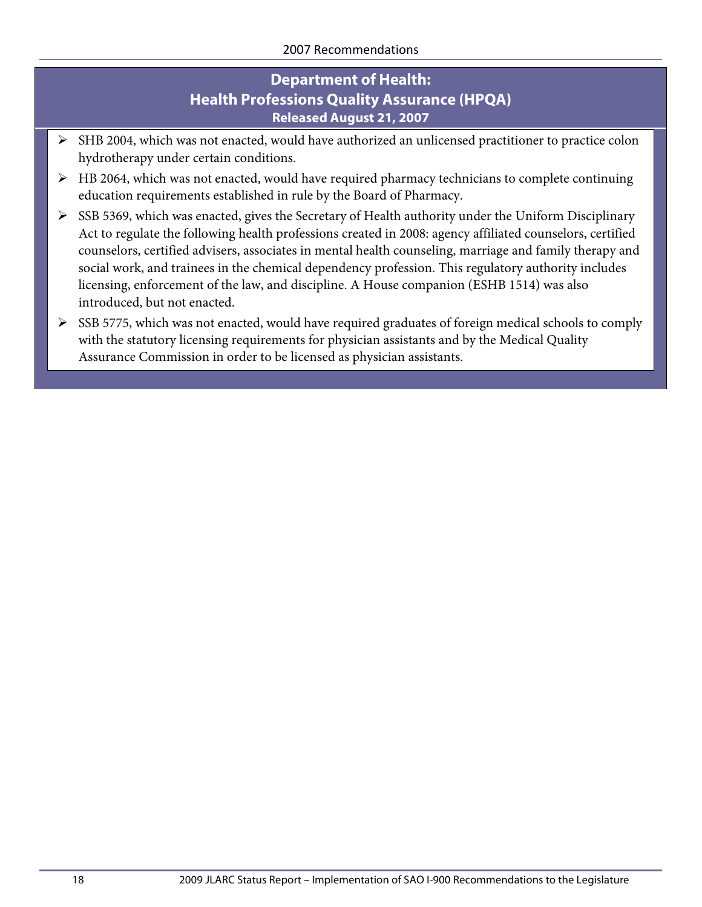## Department of Health: Health Professions Quality Assurance (HPQA)

**Released August 21, 2007**

- SHB 2004, which was not enacted, would have authorized an unlicensed practitioner to practice colon hydrotherapy under certain conditions.
- HB 2064, which was not enacted, would have required pharmacy technicians to complete continuing education requirements established in rule by the Board of Pharmacy.
- SSB 5369, which was enacted, gives the Secretary of Health authority under the Uniform Disciplinary Act to regulate the following health professions created in 2008: agency affiliated counselors, certified counselors, certified advisers, associates in mental health counseling, marriage and family therapy and social work, and trainees in the chemical dependency profession. This regulatory authority includes licensing, enforcement of the law, and discipline. A House companion (ESHB 1514) was also introduced, but not enacted.
- SSB 5775, which was not enacted, would have required graduates of foreign medical schools to comply with the statutory licensing requirements for physician assistants and by the Medical Quality Assurance Commission in order to be licensed as physician assistants.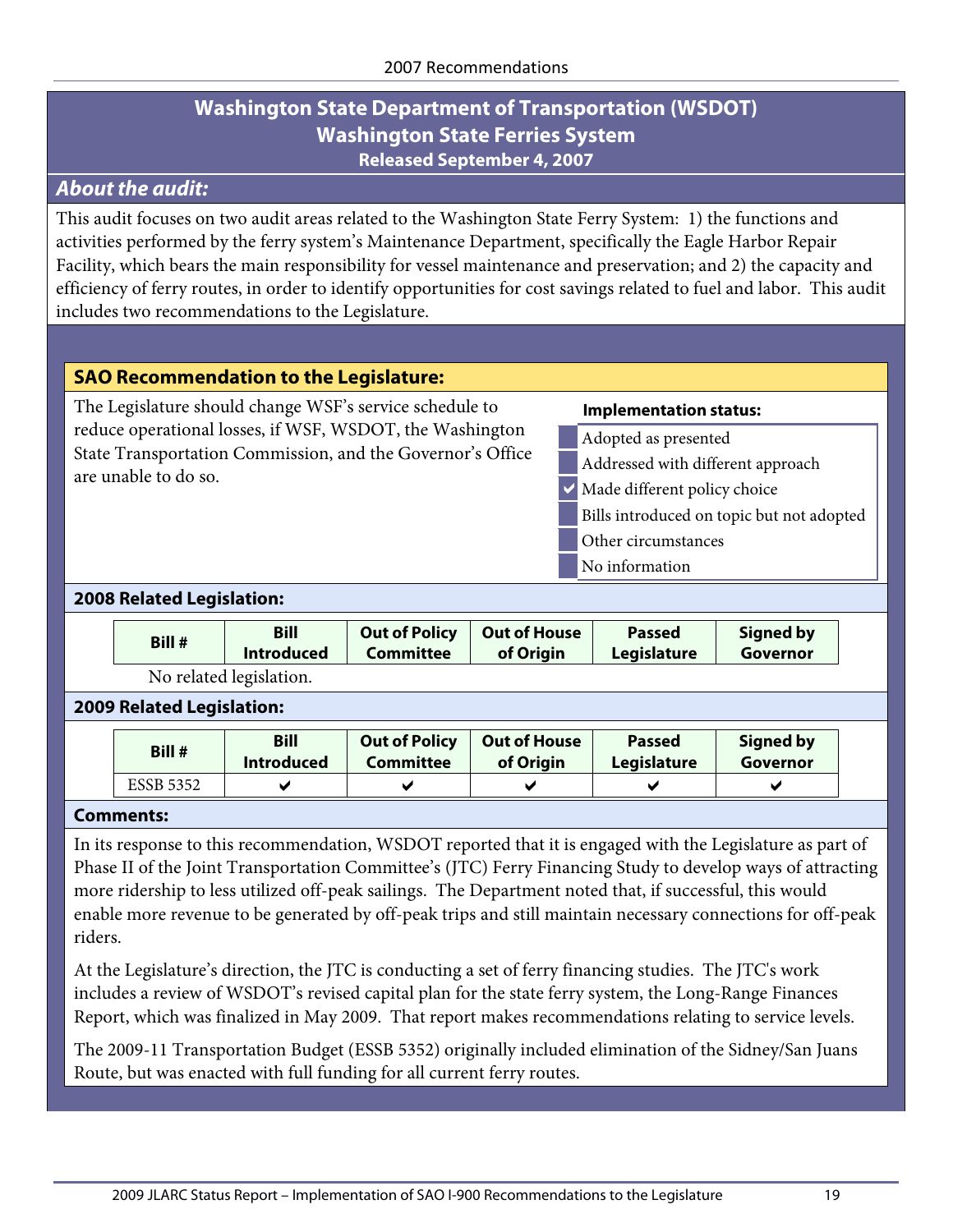# Washington State Department of Transportation (WSDOT)
## Washington State Ferries System
### Released September 4, 2007

### *About the audit:*

This audit focuses on two audit areas related to the Washington State Ferry System: 1) the functions and activities performed by the ferry system's Maintenance Department, specifically the Eagle Harbor Repair Facility, which bears the main responsibility for vessel maintenance and preservation; and 2) the capacity and efficiency of ferry routes, in order to identify opportunities for cost savings related to fuel and labor. This audit includes two recommendations to the Legislature.

### SAO Recommendation to the Legislature:

The Legislature should change WSF's service schedule to reduce operational losses, if WSF, WSDOT, the Washington State Transportation Commission, and the Governor's Office are unable to do so.

**Implementation status:**

- [ ] Adopted as presented
- [ ] Addressed with different approach
- [x] Made different policy choice
- [ ] Bills introduced on topic but not adopted
- [ ] Other circumstances
- [ ] No information

### 2008 Related Legislation:

| Bill # | Bill Introduced | Out of Policy Committee | Out of House of Origin | Passed Legislature | Signed by Governor |
|---|---|---|---|---|---|

No related legislation.

### 2009 Related Legislation:

| Bill # | Bill Introduced | Out of Policy Committee | Out of House of Origin | Passed Legislature | Signed by Governor |
|---|---|---|---|---|---|
| ESSB 5352 | ✔ | ✔ | ✔ | ✔ | ✔ |

### Comments:

In its response to this recommendation, WSDOT reported that it is engaged with the Legislature as part of Phase II of the Joint Transportation Committee's (JTC) Ferry Financing Study to develop ways of attracting more ridership to less utilized off-peak sailings. The Department noted that, if successful, this would enable more revenue to be generated by off-peak trips and still maintain necessary connections for off-peak riders.

At the Legislature's direction, the JTC is conducting a set of ferry financing studies. The JTC's work includes a review of WSDOT's revised capital plan for the state ferry system, the Long-Range Finances Report, which was finalized in May 2009. That report makes recommendations relating to service levels.

The 2009-11 Transportation Budget (ESSB 5352) originally included elimination of the Sidney/San Juans Route, but was enacted with full funding for all current ferry routes.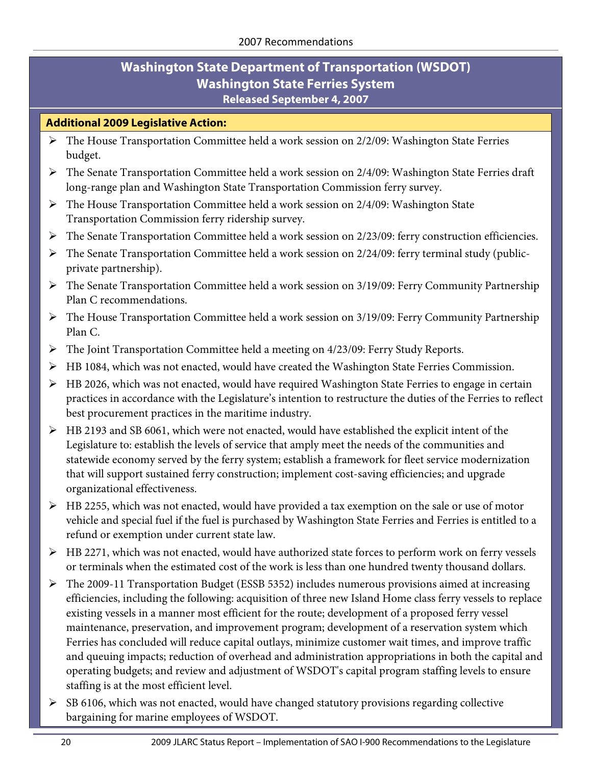## Washington State Department of Transportation (WSDOT)
## Washington State Ferries System
### Released September 4, 2007

**Additional 2009 Legislative Action:**

- The House Transportation Committee held a work session on 2/2/09: Washington State Ferries budget.
- The Senate Transportation Committee held a work session on 2/4/09: Washington State Ferries draft long-range plan and Washington State Transportation Commission ferry survey.
- The House Transportation Committee held a work session on 2/4/09: Washington State Transportation Commission ferry ridership survey.
- The Senate Transportation Committee held a work session on 2/23/09: ferry construction efficiencies.
- The Senate Transportation Committee held a work session on 2/24/09: ferry terminal study (public-private partnership).
- The Senate Transportation Committee held a work session on 3/19/09: Ferry Community Partnership Plan C recommendations.
- The House Transportation Committee held a work session on 3/19/09: Ferry Community Partnership Plan C.
- The Joint Transportation Committee held a meeting on 4/23/09: Ferry Study Reports.
- HB 1084, which was not enacted, would have created the Washington State Ferries Commission.
- HB 2026, which was not enacted, would have required Washington State Ferries to engage in certain practices in accordance with the Legislature's intention to restructure the duties of the Ferries to reflect best procurement practices in the maritime industry.
- HB 2193 and SB 6061, which were not enacted, would have established the explicit intent of the Legislature to: establish the levels of service that amply meet the needs of the communities and statewide economy served by the ferry system; establish a framework for fleet service modernization that will support sustained ferry construction; implement cost-saving efficiencies; and upgrade organizational effectiveness.
- HB 2255, which was not enacted, would have provided a tax exemption on the sale or use of motor vehicle and special fuel if the fuel is purchased by Washington State Ferries and Ferries is entitled to a refund or exemption under current state law.
- HB 2271, which was not enacted, would have authorized state forces to perform work on ferry vessels or terminals when the estimated cost of the work is less than one hundred twenty thousand dollars.
- The 2009-11 Transportation Budget (ESSB 5352) includes numerous provisions aimed at increasing efficiencies, including the following: acquisition of three new Island Home class ferry vessels to replace existing vessels in a manner most efficient for the route; development of a proposed ferry vessel maintenance, preservation, and improvement program; development of a reservation system which Ferries has concluded will reduce capital outlays, minimize customer wait times, and improve traffic and queuing impacts; reduction of overhead and administration appropriations in both the capital and operating budgets; and review and adjustment of WSDOT's capital program staffing levels to ensure staffing is at the most efficient level.
- SB 6106, which was not enacted, would have changed statutory provisions regarding collective bargaining for marine employees of WSDOT.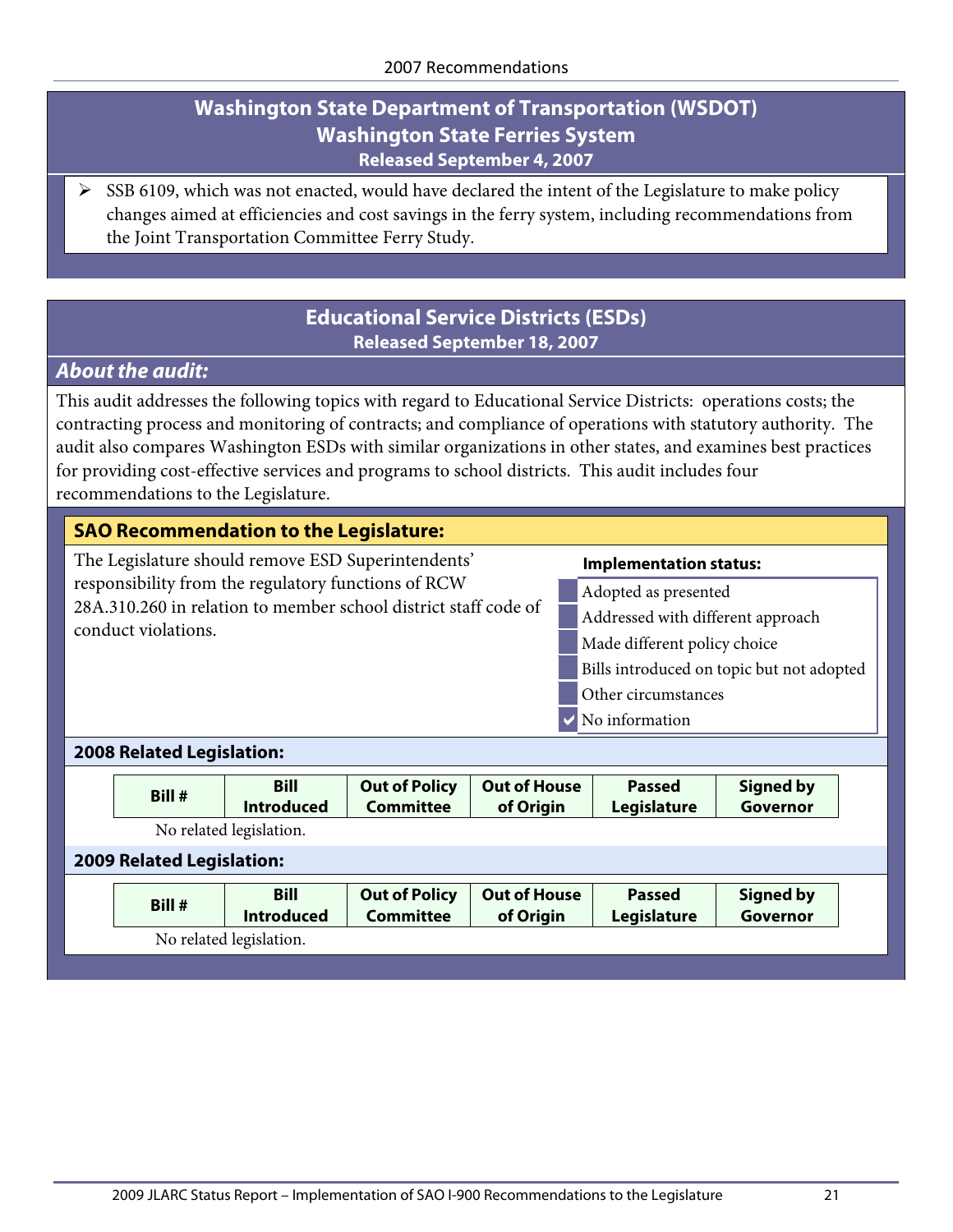## Washington State Department of Transportation (WSDOT) Washington State Ferries System

**Released September 4, 2007**

- SSB 6109, which was not enacted, would have declared the intent of the Legislature to make policy changes aimed at efficiencies and cost savings in the ferry system, including recommendations from the Joint Transportation Committee Ferry Study.

## Educational Service Districts (ESDs)

**Released September 18, 2007**

### *About the audit:*

This audit addresses the following topics with regard to Educational Service Districts: operations costs; the contracting process and monitoring of contracts; and compliance of operations with statutory authority. The audit also compares Washington ESDs with similar organizations in other states, and examines best practices for providing cost-effective services and programs to school districts. This audit includes four recommendations to the Legislature.

### SAO Recommendation to the Legislature:

The Legislature should remove ESD Superintendents' responsibility from the regulatory functions of RCW 28A.310.260 in relation to member school district staff code of conduct violations.

**Implementation status:**

- ☐ Adopted as presented
- ☐ Addressed with different approach
- ☐ Made different policy choice
- ☐ Bills introduced on topic but not adopted
- ☐ Other circumstances
- ☑ No information

**2008 Related Legislation:**

| Bill # | Bill Introduced | Out of Policy Committee | Out of House of Origin | Passed Legislature | Signed by Governor |
|---|---|---|---|---|---|

No related legislation.

**2009 Related Legislation:**

| Bill # | Bill Introduced | Out of Policy Committee | Out of House of Origin | Passed Legislature | Signed by Governor |
|---|---|---|---|---|---|

No related legislation.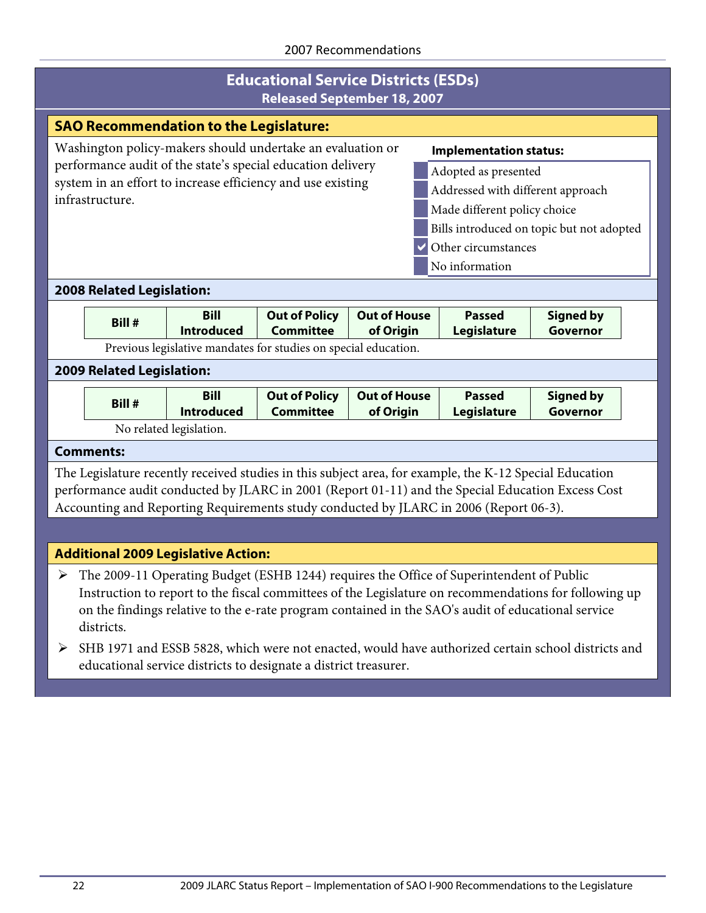## Educational Service Districts (ESDs)

**Released September 18, 2007**

### SAO Recommendation to the Legislature:

Washington policy-makers should undertake an evaluation or performance audit of the state's special education delivery system in an effort to increase efficiency and use existing infrastructure.

**Implementation status:**

- [ ] Adopted as presented
- [ ] Addressed with different approach
- [ ] Made different policy choice
- [ ] Bills introduced on topic but not adopted
- [x] Other circumstances
- [ ] No information

### 2008 Related Legislation:

| Bill # | Bill Introduced | Out of Policy Committee | Out of House of Origin | Passed Legislature | Signed by Governor |
|---|---|---|---|---|---|

Previous legislative mandates for studies on special education.

### 2009 Related Legislation:

| Bill # | Bill Introduced | Out of Policy Committee | Out of House of Origin | Passed Legislature | Signed by Governor |
|---|---|---|---|---|---|

No related legislation.

### Comments:

The Legislature recently received studies in this subject area, for example, the K-12 Special Education performance audit conducted by JLARC in 2001 (Report 01-11) and the Special Education Excess Cost Accounting and Reporting Requirements study conducted by JLARC in 2006 (Report 06-3).

### Additional 2009 Legislative Action:

- The 2009-11 Operating Budget (ESHB 1244) requires the Office of Superintendent of Public Instruction to report to the fiscal committees of the Legislature on recommendations for following up on the findings relative to the e-rate program contained in the SAO's audit of educational service districts.
- SHB 1971 and ESSB 5828, which were not enacted, would have authorized certain school districts and educational service districts to designate a district treasurer.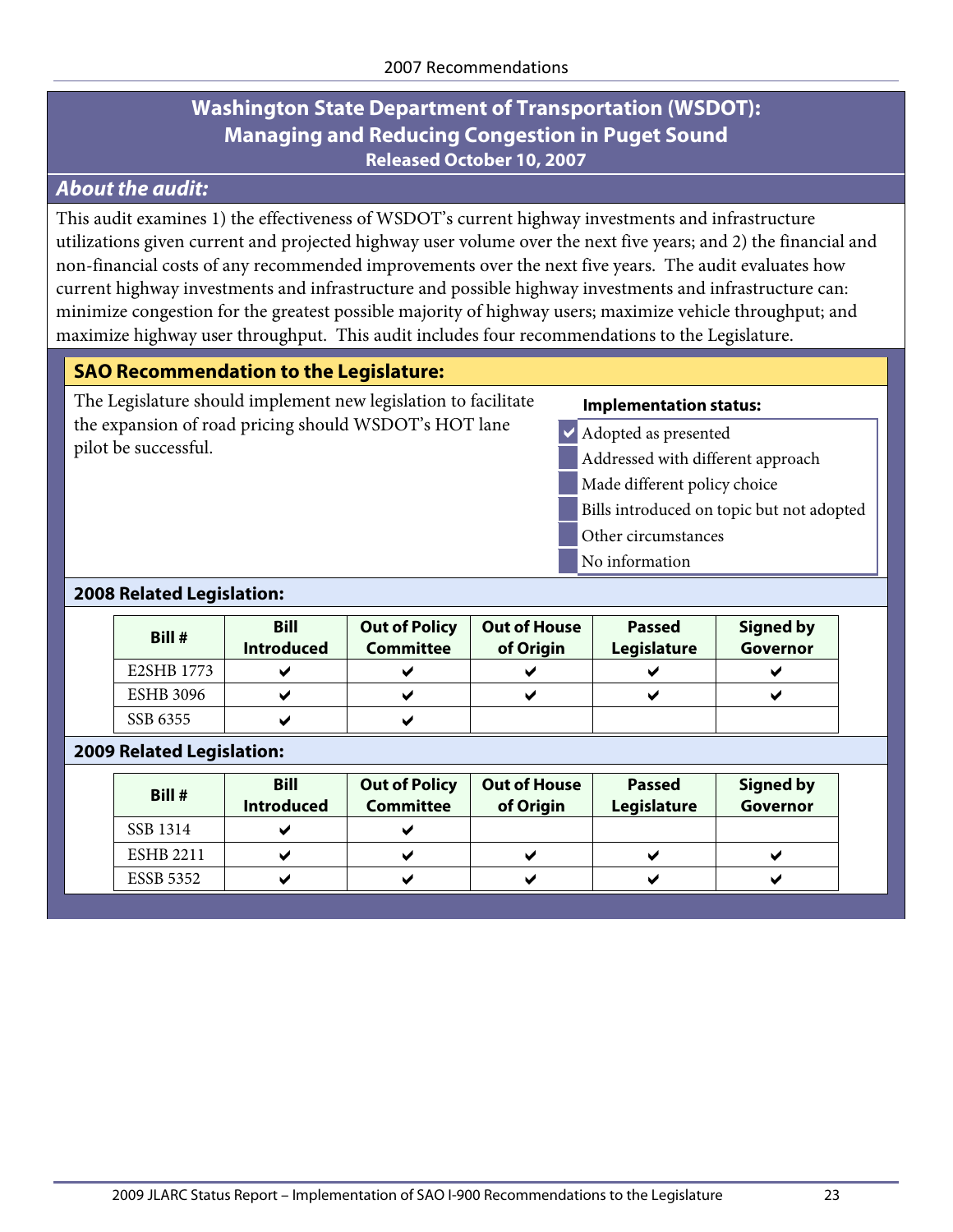## Washington State Department of Transportation (WSDOT): Managing and Reducing Congestion in Puget Sound

**Released October 10, 2007**

### *About the audit:*

This audit examines 1) the effectiveness of WSDOT's current highway investments and infrastructure utilizations given current and projected highway user volume over the next five years; and 2) the financial and non-financial costs of any recommended improvements over the next five years. The audit evaluates how current highway investments and infrastructure and possible highway investments and infrastructure can: minimize congestion for the greatest possible majority of highway users; maximize vehicle throughput; and maximize highway user throughput. This audit includes four recommendations to the Legislature.

### SAO Recommendation to the Legislature:

The Legislature should implement new legislation to facilitate the expansion of road pricing should WSDOT's HOT lane pilot be successful.

**Implementation status:**

- [x] Adopted as presented
- [ ] Addressed with different approach
- [ ] Made different policy choice
- [ ] Bills introduced on topic but not adopted
- [ ] Other circumstances
- [ ] No information

### 2008 Related Legislation:

| Bill # | Bill Introduced | Out of Policy Committee | Out of House of Origin | Passed Legislature | Signed by Governor |
|---|---|---|---|---|---|
| E2SHB 1773 | ✔ | ✔ | ✔ | ✔ | ✔ |
| ESHB 3096 | ✔ | ✔ | ✔ | ✔ | ✔ |
| SSB 6355 | ✔ | ✔ | | | |

### 2009 Related Legislation:

| Bill # | Bill Introduced | Out of Policy Committee | Out of House of Origin | Passed Legislature | Signed by Governor |
|---|---|---|---|---|---|
| SSB 1314 | ✔ | ✔ | | | |
| ESHB 2211 | ✔ | ✔ | ✔ | ✔ | ✔ |
| ESSB 5352 | ✔ | ✔ | ✔ | ✔ | ✔ |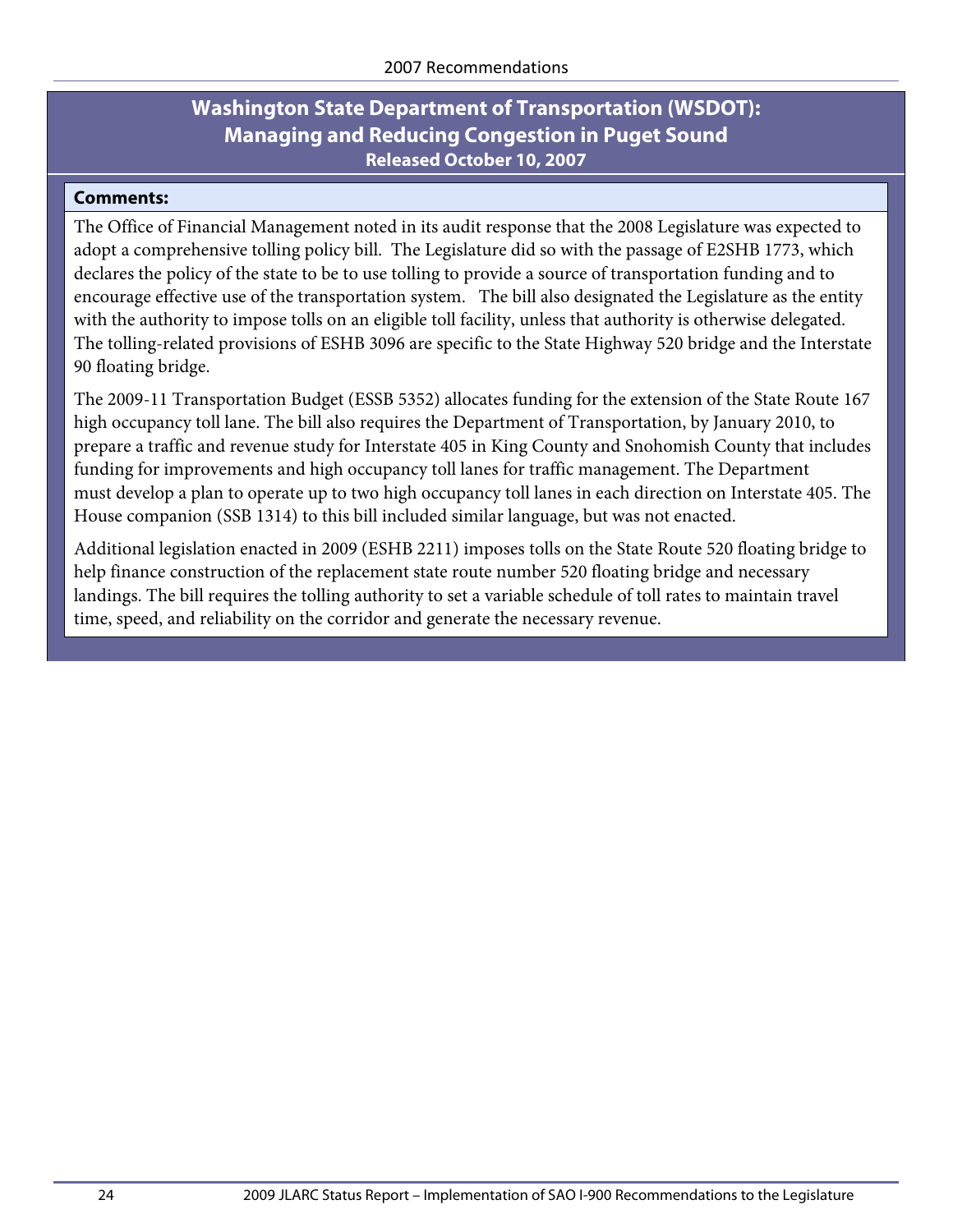## Washington State Department of Transportation (WSDOT): Managing and Reducing Congestion in Puget Sound

**Released October 10, 2007**

**Comments:**

The Office of Financial Management noted in its audit response that the 2008 Legislature was expected to adopt a comprehensive tolling policy bill. The Legislature did so with the passage of E2SHB 1773, which declares the policy of the state to be to use tolling to provide a source of transportation funding and to encourage effective use of the transportation system. The bill also designated the Legislature as the entity with the authority to impose tolls on an eligible toll facility, unless that authority is otherwise delegated. The tolling-related provisions of ESHB 3096 are specific to the State Highway 520 bridge and the Interstate 90 floating bridge.

The 2009-11 Transportation Budget (ESSB 5352) allocates funding for the extension of the State Route 167 high occupancy toll lane. The bill also requires the Department of Transportation, by January 2010, to prepare a traffic and revenue study for Interstate 405 in King County and Snohomish County that includes funding for improvements and high occupancy toll lanes for traffic management. The Department must develop a plan to operate up to two high occupancy toll lanes in each direction on Interstate 405. The House companion (SSB 1314) to this bill included similar language, but was not enacted.

Additional legislation enacted in 2009 (ESHB 2211) imposes tolls on the State Route 520 floating bridge to help finance construction of the replacement state route number 520 floating bridge and necessary landings. The bill requires the tolling authority to set a variable schedule of toll rates to maintain travel time, speed, and reliability on the corridor and generate the necessary revenue.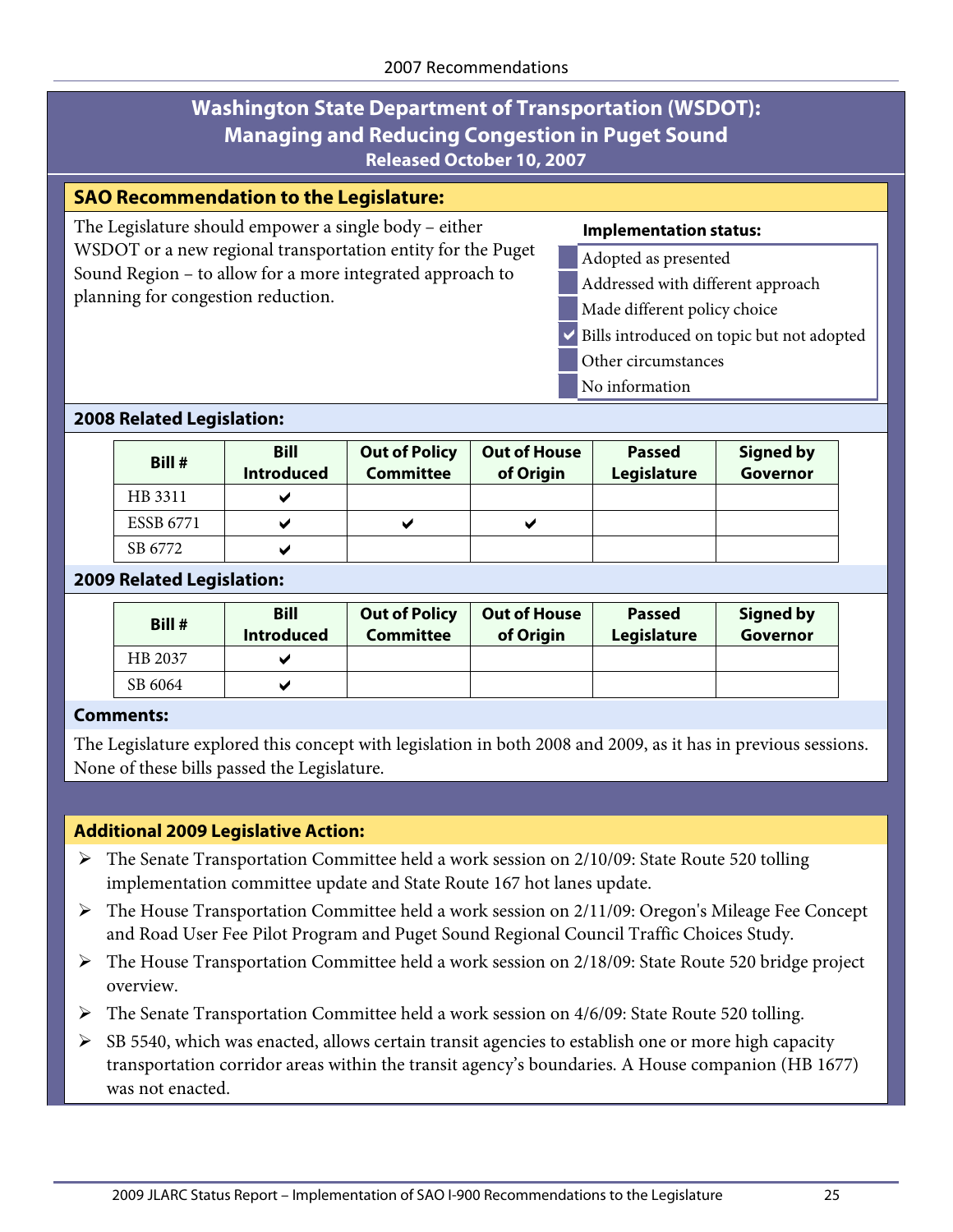## Washington State Department of Transportation (WSDOT): Managing and Reducing Congestion in Puget Sound

**Released October 10, 2007**

### SAO Recommendation to the Legislature:

The Legislature should empower a single body – either WSDOT or a new regional transportation entity for the Puget Sound Region – to allow for a more integrated approach to planning for congestion reduction.

**Implementation status:**

- [ ] Adopted as presented
- [ ] Addressed with different approach
- [ ] Made different policy choice
- [x] Bills introduced on topic but not adopted
- [ ] Other circumstances
- [ ] No information

### 2008 Related Legislation:

| Bill # | Bill Introduced | Out of Policy Committee | Out of House of Origin | Passed Legislature | Signed by Governor |
|---|---|---|---|---|---|
| HB 3311 | ✔ | | | | |
| ESSB 6771 | ✔ | ✔ | ✔ | | |
| SB 6772 | ✔ | | | | |

### 2009 Related Legislation:

| Bill # | Bill Introduced | Out of Policy Committee | Out of House of Origin | Passed Legislature | Signed by Governor |
|---|---|---|---|---|---|
| HB 2037 | ✔ | | | | |
| SB 6064 | ✔ | | | | |

### Comments:

The Legislature explored this concept with legislation in both 2008 and 2009, as it has in previous sessions. None of these bills passed the Legislature.

### Additional 2009 Legislative Action:

- The Senate Transportation Committee held a work session on 2/10/09: State Route 520 tolling implementation committee update and State Route 167 hot lanes update.
- The House Transportation Committee held a work session on 2/11/09: Oregon's Mileage Fee Concept and Road User Fee Pilot Program and Puget Sound Regional Council Traffic Choices Study.
- The House Transportation Committee held a work session on 2/18/09: State Route 520 bridge project overview.
- The Senate Transportation Committee held a work session on 4/6/09: State Route 520 tolling.
- SB 5540, which was enacted, allows certain transit agencies to establish one or more high capacity transportation corridor areas within the transit agency's boundaries. A House companion (HB 1677) was not enacted.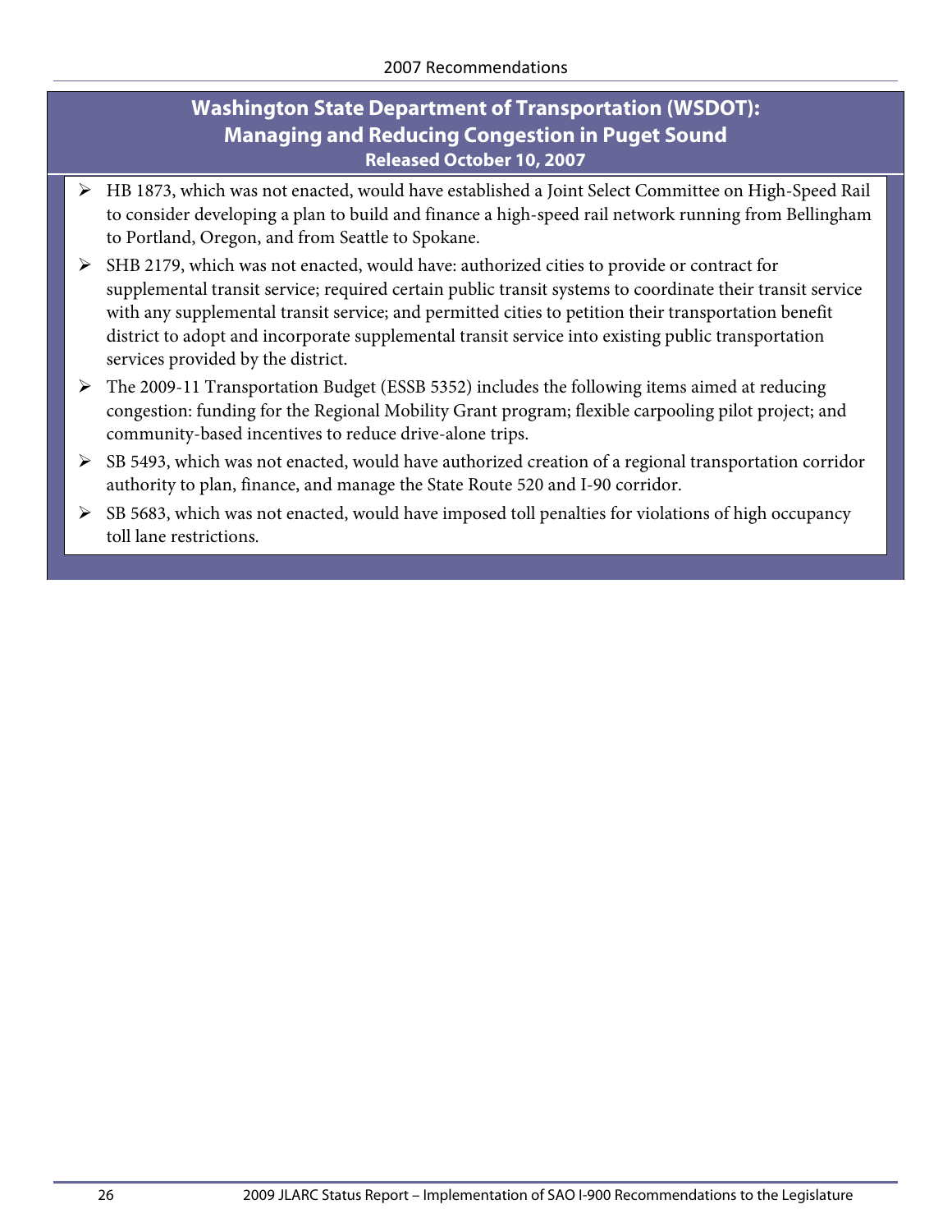## Washington State Department of Transportation (WSDOT): Managing and Reducing Congestion in Puget Sound

**Released October 10, 2007**

- HB 1873, which was not enacted, would have established a Joint Select Committee on High-Speed Rail to consider developing a plan to build and finance a high-speed rail network running from Bellingham to Portland, Oregon, and from Seattle to Spokane.
- SHB 2179, which was not enacted, would have: authorized cities to provide or contract for supplemental transit service; required certain public transit systems to coordinate their transit service with any supplemental transit service; and permitted cities to petition their transportation benefit district to adopt and incorporate supplemental transit service into existing public transportation services provided by the district.
- The 2009-11 Transportation Budget (ESSB 5352) includes the following items aimed at reducing congestion: funding for the Regional Mobility Grant program; flexible carpooling pilot project; and community-based incentives to reduce drive-alone trips.
- SB 5493, which was not enacted, would have authorized creation of a regional transportation corridor authority to plan, finance, and manage the State Route 520 and I-90 corridor.
- SB 5683, which was not enacted, would have imposed toll penalties for violations of high occupancy toll lane restrictions.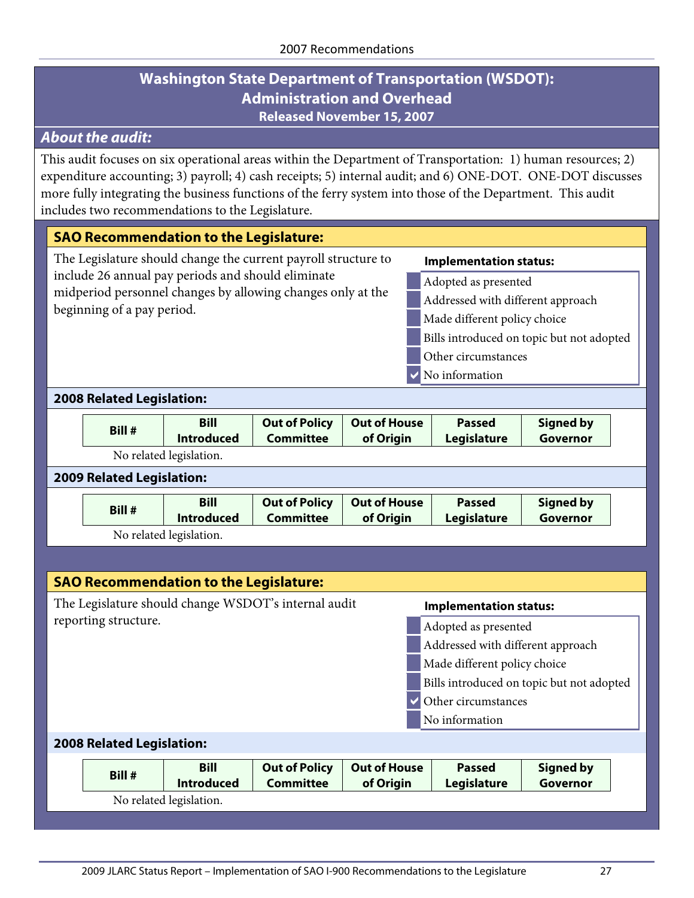## Washington State Department of Transportation (WSDOT): Administration and Overhead

**Released November 15, 2007**

### *About the audit:*

This audit focuses on six operational areas within the Department of Transportation: 1) human resources; 2) expenditure accounting; 3) payroll; 4) cash receipts; 5) internal audit; and 6) ONE-DOT. ONE-DOT discusses more fully integrating the business functions of the ferry system into those of the Department. This audit includes two recommendations to the Legislature.

### SAO Recommendation to the Legislature:

The Legislature should change the current payroll structure to include 26 annual pay periods and should eliminate midperiod personnel changes by allowing changes only at the beginning of a pay period.

**Implementation status:**

- [ ] Adopted as presented
- [ ] Addressed with different approach
- [ ] Made different policy choice
- [ ] Bills introduced on topic but not adopted
- [ ] Other circumstances
- [x] No information

**2008 Related Legislation:**

| Bill # | Bill Introduced | Out of Policy Committee | Out of House of Origin | Passed Legislature | Signed by Governor |
|---|---|---|---|---|---|

No related legislation.

**2009 Related Legislation:**

| Bill # | Bill Introduced | Out of Policy Committee | Out of House of Origin | Passed Legislature | Signed by Governor |
|---|---|---|---|---|---|

No related legislation.

### SAO Recommendation to the Legislature:

The Legislature should change WSDOT's internal audit reporting structure.

**Implementation status:**

- [ ] Adopted as presented
- [ ] Addressed with different approach
- [ ] Made different policy choice
- [ ] Bills introduced on topic but not adopted
- [x] Other circumstances
- [ ] No information

**2008 Related Legislation:**

| Bill # | Bill Introduced | Out of Policy Committee | Out of House of Origin | Passed Legislature | Signed by Governor |
|---|---|---|---|---|---|

No related legislation.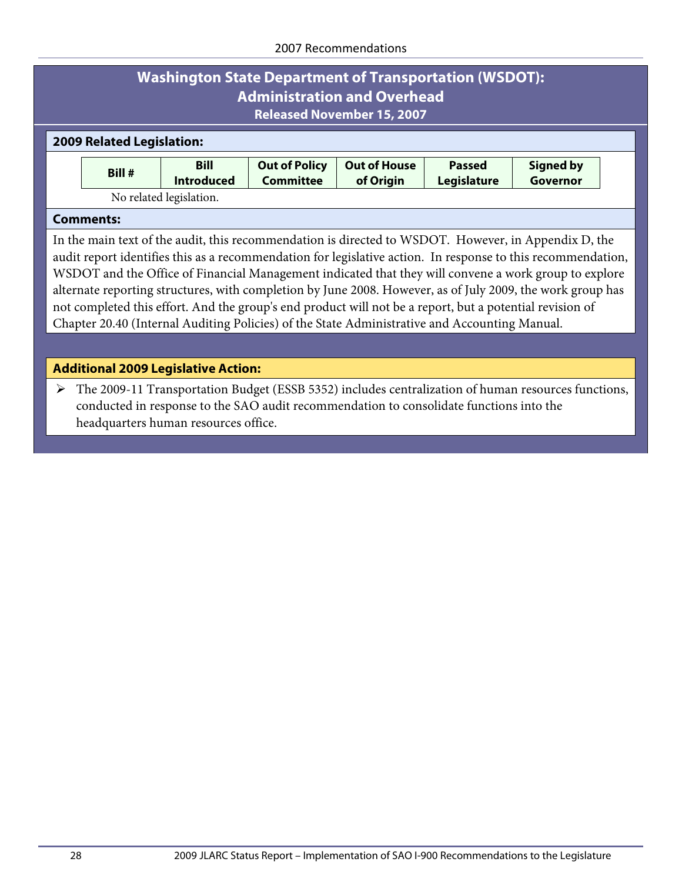## Washington State Department of Transportation (WSDOT): Administration and Overhead

**Released November 15, 2007**

### 2009 Related Legislation:

| Bill # | Bill Introduced | Out of Policy Committee | Out of House of Origin | Passed Legislature | Signed by Governor |
|---|---|---|---|---|---|

No related legislation.

### Comments:

In the main text of the audit, this recommendation is directed to WSDOT. However, in Appendix D, the audit report identifies this as a recommendation for legislative action. In response to this recommendation, WSDOT and the Office of Financial Management indicated that they will convene a work group to explore alternate reporting structures, with completion by June 2008. However, as of July 2009, the work group has not completed this effort. And the group's end product will not be a report, but a potential revision of Chapter 20.40 (Internal Auditing Policies) of the State Administrative and Accounting Manual.

### Additional 2009 Legislative Action:

- The 2009-11 Transportation Budget (ESSB 5352) includes centralization of human resources functions, conducted in response to the SAO audit recommendation to consolidate functions into the headquarters human resources office.